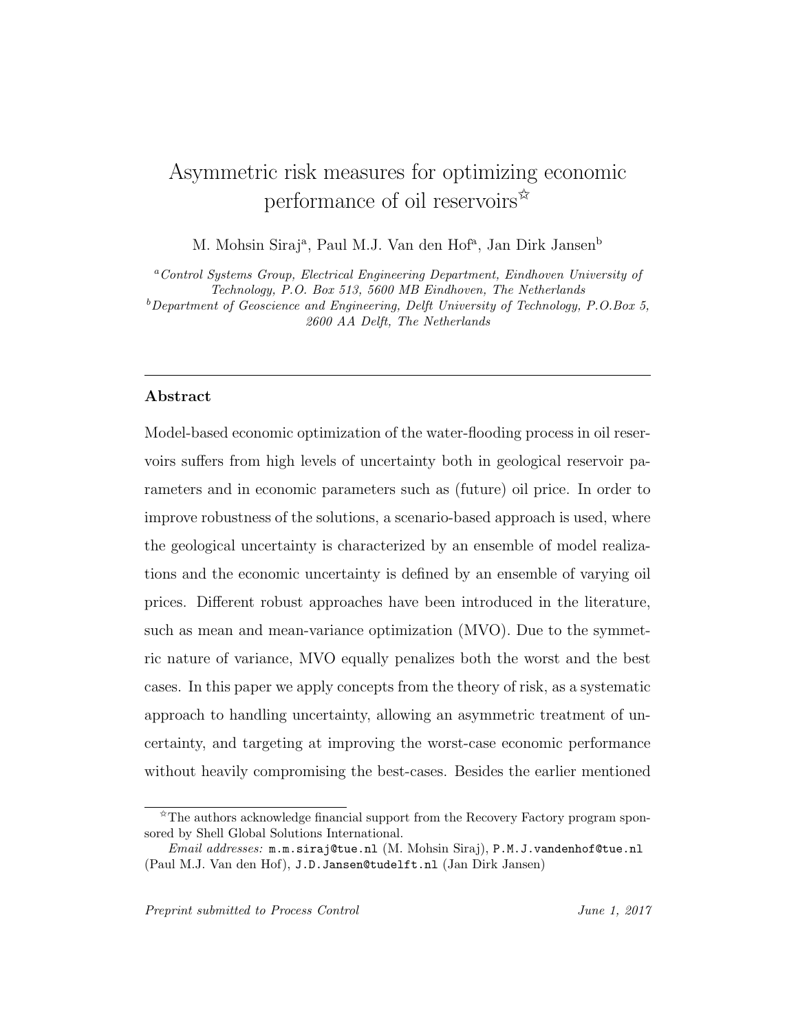# Asymmetric risk measures for optimizing economic performance of oil reservoirs[☆]

M. Mohsin Siraj[a], Paul M.J. Van den Hof[a], Jan Dirk Jansen[b]

[a] *Control Systems Group, Electrical Engineering Department, Eindhoven University of Technology, P.O. Box 513, 5600 MB Eindhoven, The Netherlands*

[b] *Department of Geoscience and Engineering, Delft University of Technology, P.O.Box 5, 2600 AA Delft, The Netherlands*

---

## Abstract

Model-based economic optimization of the water-flooding process in oil reservoirs suffers from high levels of uncertainty both in geological reservoir parameters and in economic parameters such as (future) oil price. In order to improve robustness of the solutions, a scenario-based approach is used, where the geological uncertainty is characterized by an ensemble of model realizations and the economic uncertainty is defined by an ensemble of varying oil prices. Different robust approaches have been introduced in the literature, such as mean and mean-variance optimization (MVO). Due to the symmetric nature of variance, MVO equally penalizes both the worst and the best cases. In this paper we apply concepts from the theory of risk, as a systematic approach to handling uncertainty, allowing an asymmetric treatment of uncertainty, and targeting at improving the worst-case economic performance without heavily compromising the best-cases. Besides the earlier mentioned

---

[☆] The authors acknowledge financial support from the Recovery Factory program sponsored by Shell Global Solutions International.

*Email addresses:* m.m.siraj@tue.nl (M. Mohsin Siraj), P.M.J.vandenhof@tue.nl (Paul M.J. Van den Hof), J.D.Jansen@tudelft.nl (Jan Dirk Jansen)

*Preprint submitted to Process Control* *June 1, 2017*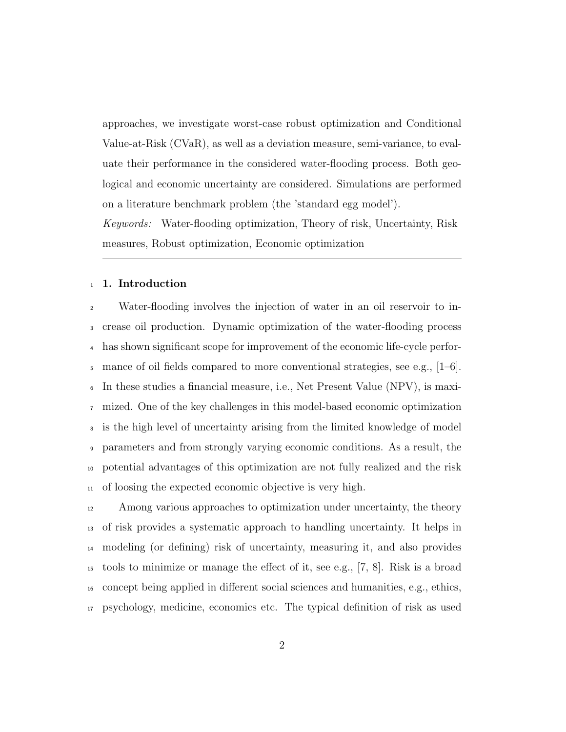approaches, we investigate worst-case robust optimization and Conditional Value-at-Risk (CVaR), as well as a deviation measure, semi-variance, to evaluate their performance in the considered water-flooding process. Both geological and economic uncertainty are considered. Simulations are performed on a literature benchmark problem (the 'standard egg model').

*Keywords:* Water-flooding optimization, Theory of risk, Uncertainty, Risk measures, Robust optimization, Economic optimization

---

## 1. Introduction

Water-flooding involves the injection of water in an oil reservoir to increase oil production. Dynamic optimization of the water-flooding process has shown significant scope for improvement of the economic life-cycle performance of oil fields compared to more conventional strategies, see e.g., [1–6]. In these studies a financial measure, i.e., Net Present Value (NPV), is maximized. One of the key challenges in this model-based economic optimization is the high level of uncertainty arising from the limited knowledge of model parameters and from strongly varying economic conditions. As a result, the potential advantages of this optimization are not fully realized and the risk of loosing the expected economic objective is very high.

Among various approaches to optimization under uncertainty, the theory of risk provides a systematic approach to handling uncertainty. It helps in modeling (or defining) risk of uncertainty, measuring it, and also provides tools to minimize or manage the effect of it, see e.g., [7, 8]. Risk is a broad concept being applied in different social sciences and humanities, e.g., ethics, psychology, medicine, economics etc. The typical definition of risk as used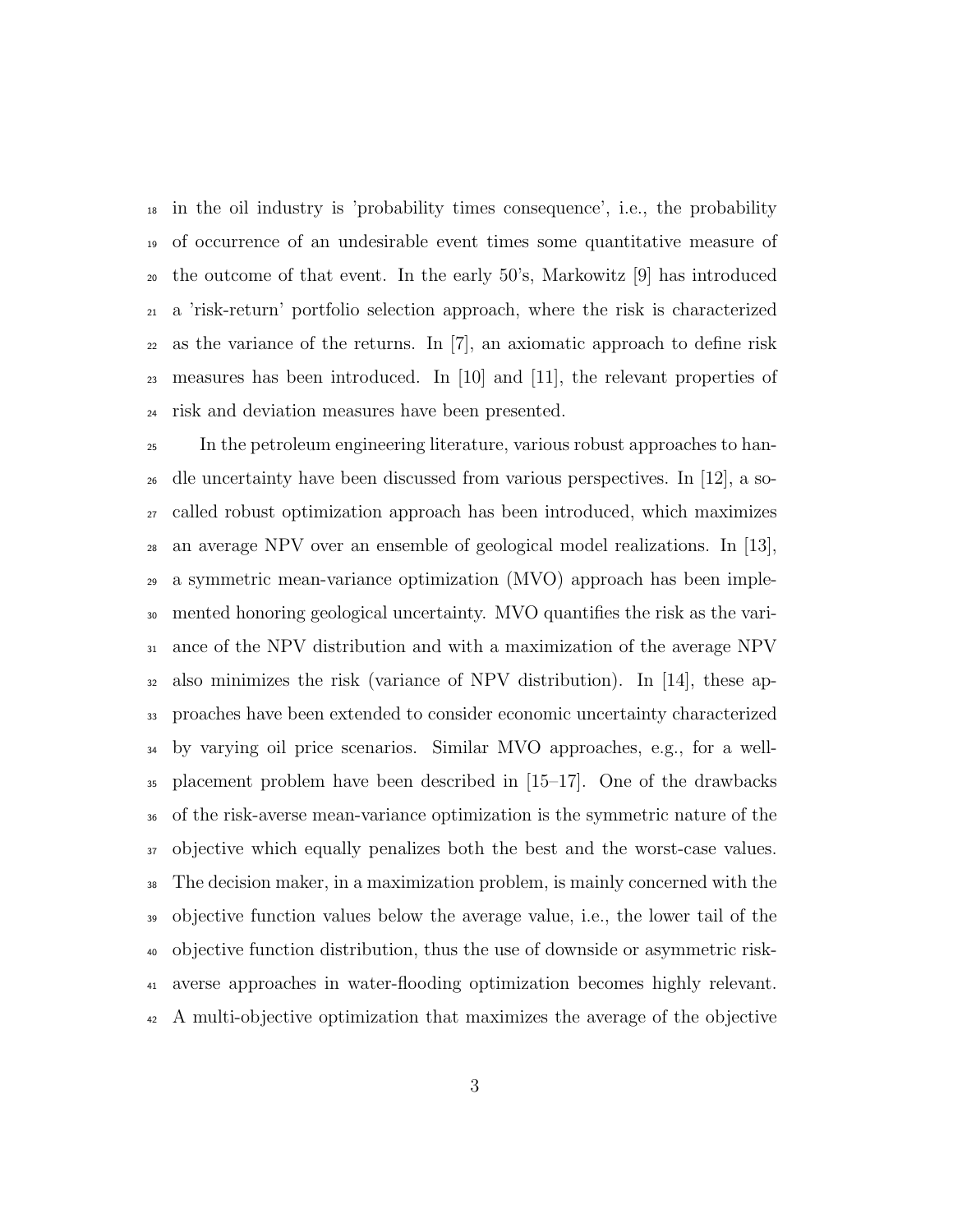in the oil industry is 'probability times consequence', i.e., the probability of occurrence of an undesirable event times some quantitative measure of the outcome of that event. In the early 50's, Markowitz [9] has introduced a 'risk-return' portfolio selection approach, where the risk is characterized as the variance of the returns. In [7], an axiomatic approach to define risk measures has been introduced. In [10] and [11], the relevant properties of risk and deviation measures have been presented.

In the petroleum engineering literature, various robust approaches to handle uncertainty have been discussed from various perspectives. In [12], a so-called robust optimization approach has been introduced, which maximizes an average NPV over an ensemble of geological model realizations. In [13], a symmetric mean-variance optimization (MVO) approach has been implemented honoring geological uncertainty. MVO quantifies the risk as the variance of the NPV distribution and with a maximization of the average NPV also minimizes the risk (variance of NPV distribution). In [14], these approaches have been extended to consider economic uncertainty characterized by varying oil price scenarios. Similar MVO approaches, e.g., for a well-placement problem have been described in [15–17]. One of the drawbacks of the risk-averse mean-variance optimization is the symmetric nature of the objective which equally penalizes both the best and the worst-case values. The decision maker, in a maximization problem, is mainly concerned with the objective function values below the average value, i.e., the lower tail of the objective function distribution, thus the use of downside or asymmetric risk-averse approaches in water-flooding optimization becomes highly relevant. A multi-objective optimization that maximizes the average of the objective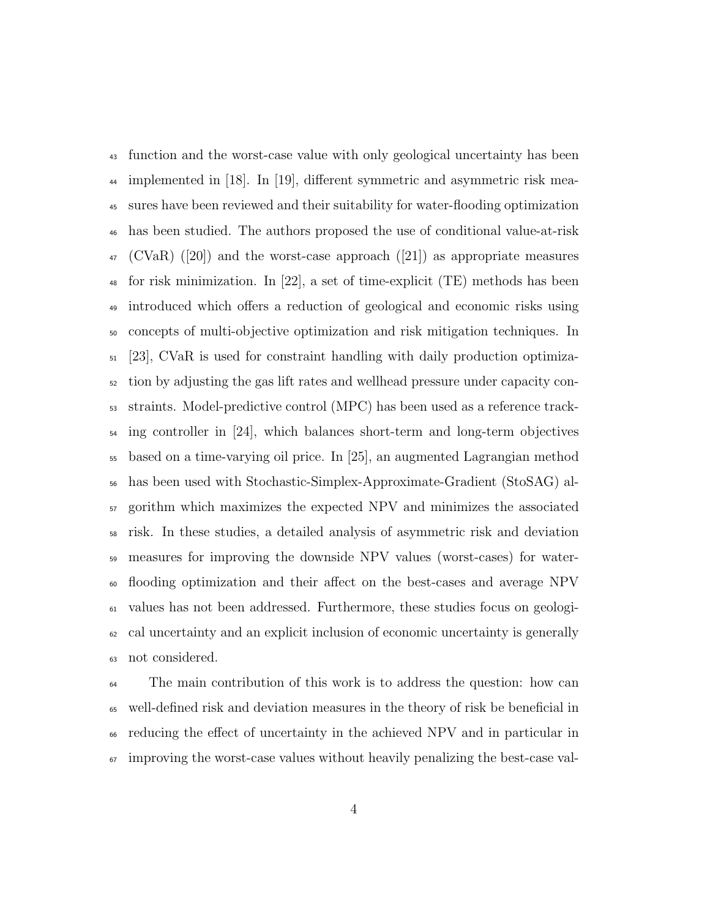function and the worst-case value with only geological uncertainty has been implemented in [18]. In [19], different symmetric and asymmetric risk measures have been reviewed and their suitability for water-flooding optimization has been studied. The authors proposed the use of conditional value-at-risk (CVaR) ([20]) and the worst-case approach ([21]) as appropriate measures for risk minimization. In [22], a set of time-explicit (TE) methods has been introduced which offers a reduction of geological and economic risks using concepts of multi-objective optimization and risk mitigation techniques. In [23], CVaR is used for constraint handling with daily production optimization by adjusting the gas lift rates and wellhead pressure under capacity constraints. Model-predictive control (MPC) has been used as a reference tracking controller in [24], which balances short-term and long-term objectives based on a time-varying oil price. In [25], an augmented Lagrangian method has been used with Stochastic-Simplex-Approximate-Gradient (StoSAG) algorithm which maximizes the expected NPV and minimizes the associated risk. In these studies, a detailed analysis of asymmetric risk and deviation measures for improving the downside NPV values (worst-cases) for water-flooding optimization and their affect on the best-cases and average NPV values has not been addressed. Furthermore, these studies focus on geological uncertainty and an explicit inclusion of economic uncertainty is generally not considered.

The main contribution of this work is to address the question: how can well-defined risk and deviation measures in the theory of risk be beneficial in reducing the effect of uncertainty in the achieved NPV and in particular in improving the worst-case values without heavily penalizing the best-case val-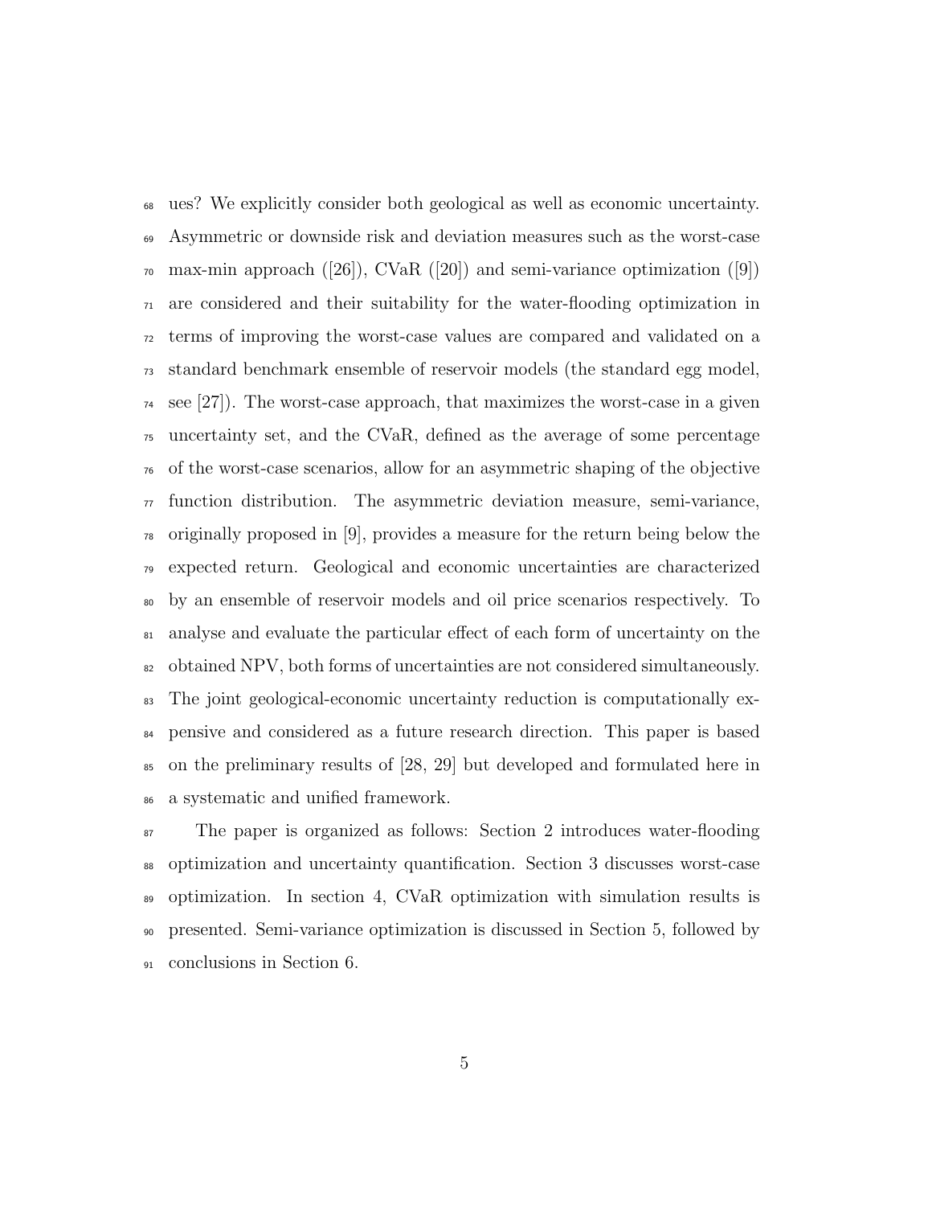ues? We explicitly consider both geological as well as economic uncertainty. Asymmetric or downside risk and deviation measures such as the worst-case max-min approach ([26]), CVaR ([20]) and semi-variance optimization ([9]) are considered and their suitability for the water-flooding optimization in terms of improving the worst-case values are compared and validated on a standard benchmark ensemble of reservoir models (the standard egg model, see [27]). The worst-case approach, that maximizes the worst-case in a given uncertainty set, and the CVaR, defined as the average of some percentage of the worst-case scenarios, allow for an asymmetric shaping of the objective function distribution. The asymmetric deviation measure, semi-variance, originally proposed in [9], provides a measure for the return being below the expected return. Geological and economic uncertainties are characterized by an ensemble of reservoir models and oil price scenarios respectively. To analyse and evaluate the particular effect of each form of uncertainty on the obtained NPV, both forms of uncertainties are not considered simultaneously. The joint geological-economic uncertainty reduction is computationally expensive and considered as a future research direction. This paper is based on the preliminary results of [28, 29] but developed and formulated here in a systematic and unified framework.

The paper is organized as follows: Section 2 introduces water-flooding optimization and uncertainty quantification. Section 3 discusses worst-case optimization. In section 4, CVaR optimization with simulation results is presented. Semi-variance optimization is discussed in Section 5, followed by conclusions in Section 6.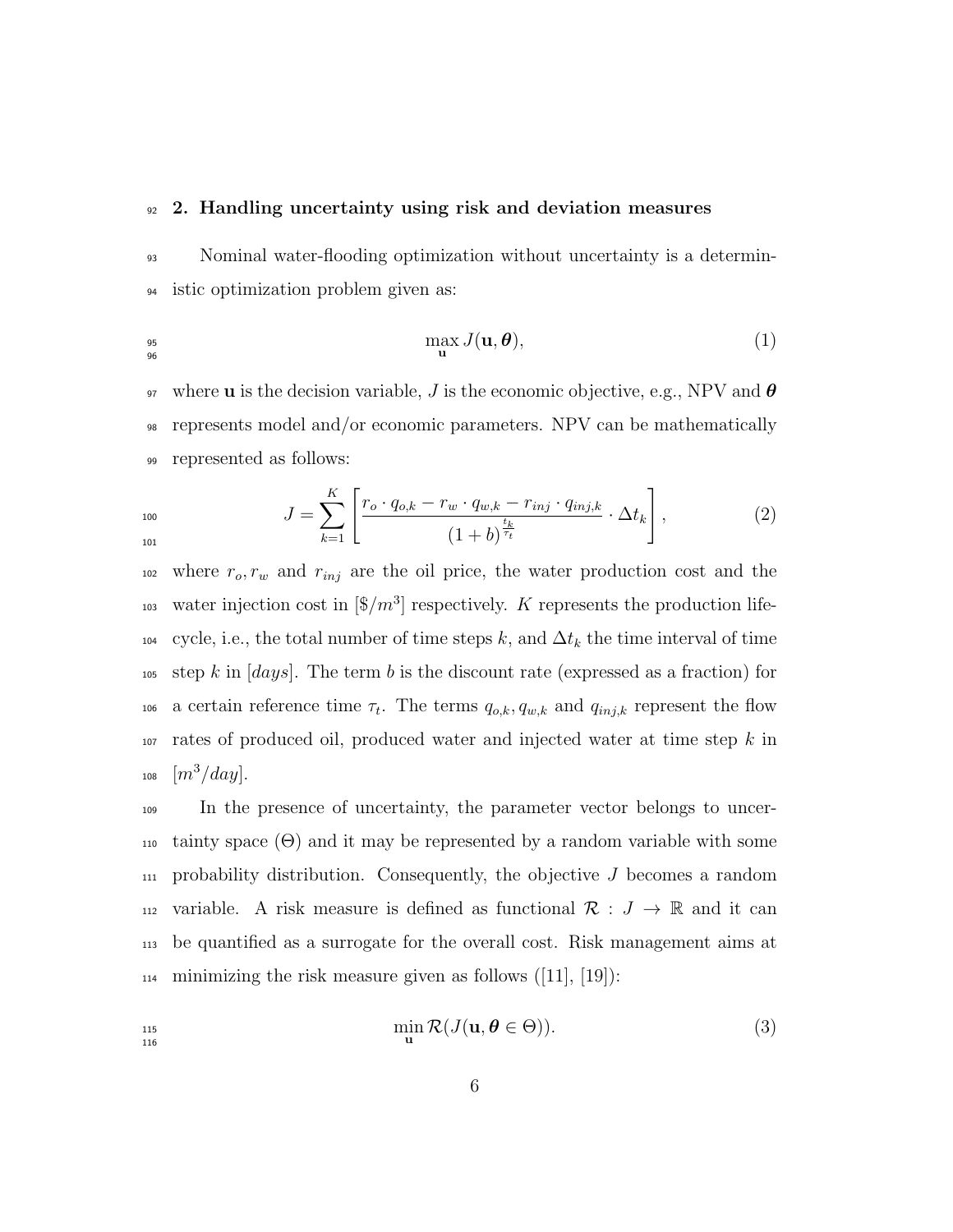## 2. Handling uncertainty using risk and deviation measures

Nominal water-flooding optimization without uncertainty is a deterministic optimization problem given as:

$$\max_{\mathbf{u}} J(\mathbf{u}, \boldsymbol{\theta}), \tag{1}$$

where $\mathbf{u}$ is the decision variable, $J$ is the economic objective, e.g., NPV and $\boldsymbol{\theta}$ represents model and/or economic parameters. NPV can be mathematically represented as follows:

$$J = \sum_{k=1}^{K} \left[ \frac{r_o \cdot q_{o,k} - r_w \cdot q_{w,k} - r_{inj} \cdot q_{inj,k}}{(1+b)^{\frac{t_k}{\tau_t}}} \cdot \Delta t_k \right], \tag{2}$$

where $r_o, r_w$ and $r_{inj}$ are the oil price, the water production cost and the water injection cost in $[\$/m^3]$ respectively. $K$ represents the production life-cycle, i.e., the total number of time steps $k$, and $\Delta t_k$ the time interval of time step $k$ in $[days]$. The term $b$ is the discount rate (expressed as a fraction) for a certain reference time $\tau_t$. The terms $q_{o,k}, q_{w,k}$ and $q_{inj,k}$ represent the flow rates of produced oil, produced water and injected water at time step $k$ in $[m^3/day]$.

In the presence of uncertainty, the parameter vector belongs to uncertainty space ($\Theta$) and it may be represented by a random variable with some probability distribution. Consequently, the objective $J$ becomes a random variable. A risk measure is defined as functional $\mathcal{R} : J \to \mathbb{R}$ and it can be quantified as a surrogate for the overall cost. Risk management aims at minimizing the risk measure given as follows ([11], [19]):

$$\min_{\mathbf{u}} \mathcal{R}(J(\mathbf{u}, \boldsymbol{\theta} \in \Theta)). \tag{3}$$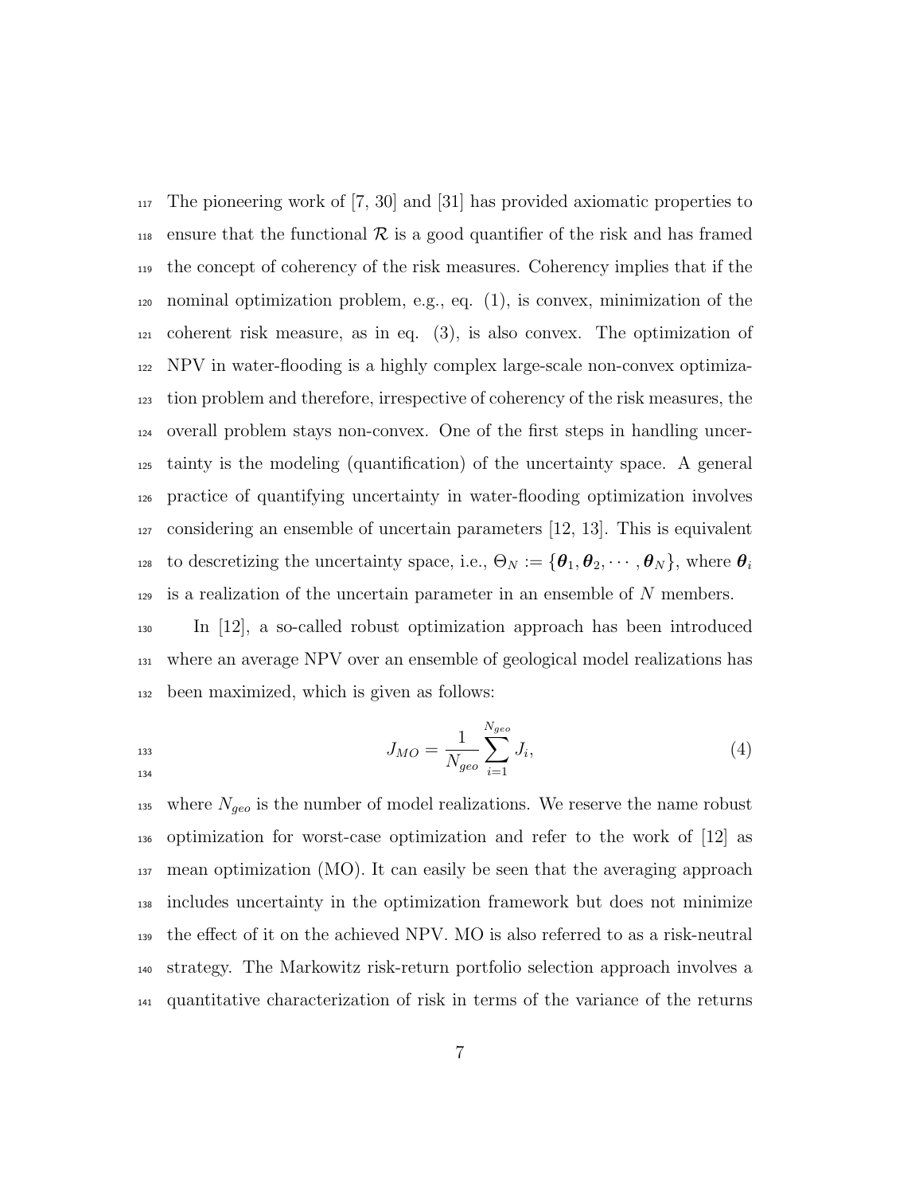The pioneering work of [7, 30] and [31] has provided axiomatic properties to ensure that the functional $\mathcal{R}$ is a good quantifier of the risk and has framed the concept of coherency of the risk measures. Coherency implies that if the nominal optimization problem, e.g., eq. (1), is convex, minimization of the coherent risk measure, as in eq. (3), is also convex. The optimization of NPV in water-flooding is a highly complex large-scale non-convex optimization problem and therefore, irrespective of coherency of the risk measures, the overall problem stays non-convex. One of the first steps in handling uncertainty is the modeling (quantification) of the uncertainty space. A general practice of quantifying uncertainty in water-flooding optimization involves considering an ensemble of uncertain parameters [12, 13]. This is equivalent to descretizing the uncertainty space, i.e., $\Theta_N := \{\boldsymbol{\theta}_1, \boldsymbol{\theta}_2, \cdots, \boldsymbol{\theta}_N\}$, where $\boldsymbol{\theta}_i$ is a realization of the uncertain parameter in an ensemble of $N$ members.

In [12], a so-called robust optimization approach has been introduced where an average NPV over an ensemble of geological model realizations has been maximized, which is given as follows:

$$J_{MO} = \frac{1}{N_{geo}} \sum_{i=1}^{N_{geo}} J_i, \tag{4}$$

where $N_{geo}$ is the number of model realizations. We reserve the name robust optimization for worst-case optimization and refer to the work of [12] as mean optimization (MO). It can easily be seen that the averaging approach includes uncertainty in the optimization framework but does not minimize the effect of it on the achieved NPV. MO is also referred to as a risk-neutral strategy. The Markowitz risk-return portfolio selection approach involves a quantitative characterization of risk in terms of the variance of the returns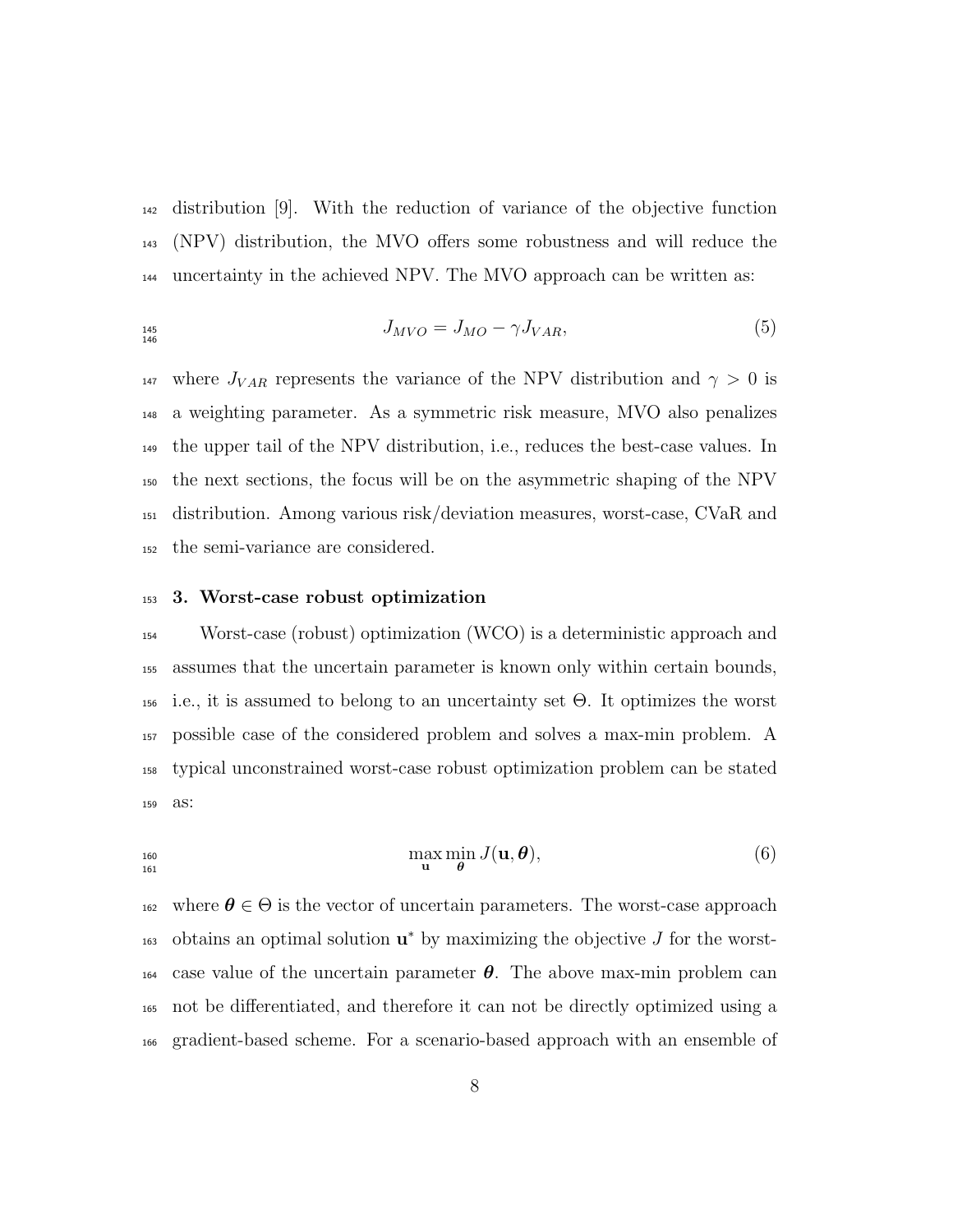distribution [9]. With the reduction of variance of the objective function (NPV) distribution, the MVO offers some robustness and will reduce the uncertainty in the achieved NPV. The MVO approach can be written as:

$$J_{MVO} = J_{MO} - \gamma J_{VAR}, \tag{5}$$

where $J_{VAR}$ represents the variance of the NPV distribution and $\gamma > 0$ is a weighting parameter. As a symmetric risk measure, MVO also penalizes the upper tail of the NPV distribution, i.e., reduces the best-case values. In the next sections, the focus will be on the asymmetric shaping of the NPV distribution. Among various risk/deviation measures, worst-case, CVaR and the semi-variance are considered.

## 3. Worst-case robust optimization

Worst-case (robust) optimization (WCO) is a deterministic approach and assumes that the uncertain parameter is known only within certain bounds, i.e., it is assumed to belong to an uncertainty set $\Theta$. It optimizes the worst possible case of the considered problem and solves a max-min problem. A typical unconstrained worst-case robust optimization problem can be stated as:

$$\max_{\mathbf{u}} \min_{\boldsymbol{\theta}} J(\mathbf{u}, \boldsymbol{\theta}), \tag{6}$$

where $\boldsymbol{\theta} \in \Theta$ is the vector of uncertain parameters. The worst-case approach obtains an optimal solution $\mathbf{u}^*$ by maximizing the objective $J$ for the worst-case value of the uncertain parameter $\boldsymbol{\theta}$. The above max-min problem can not be differentiated, and therefore it can not be directly optimized using a gradient-based scheme. For a scenario-based approach with an ensemble of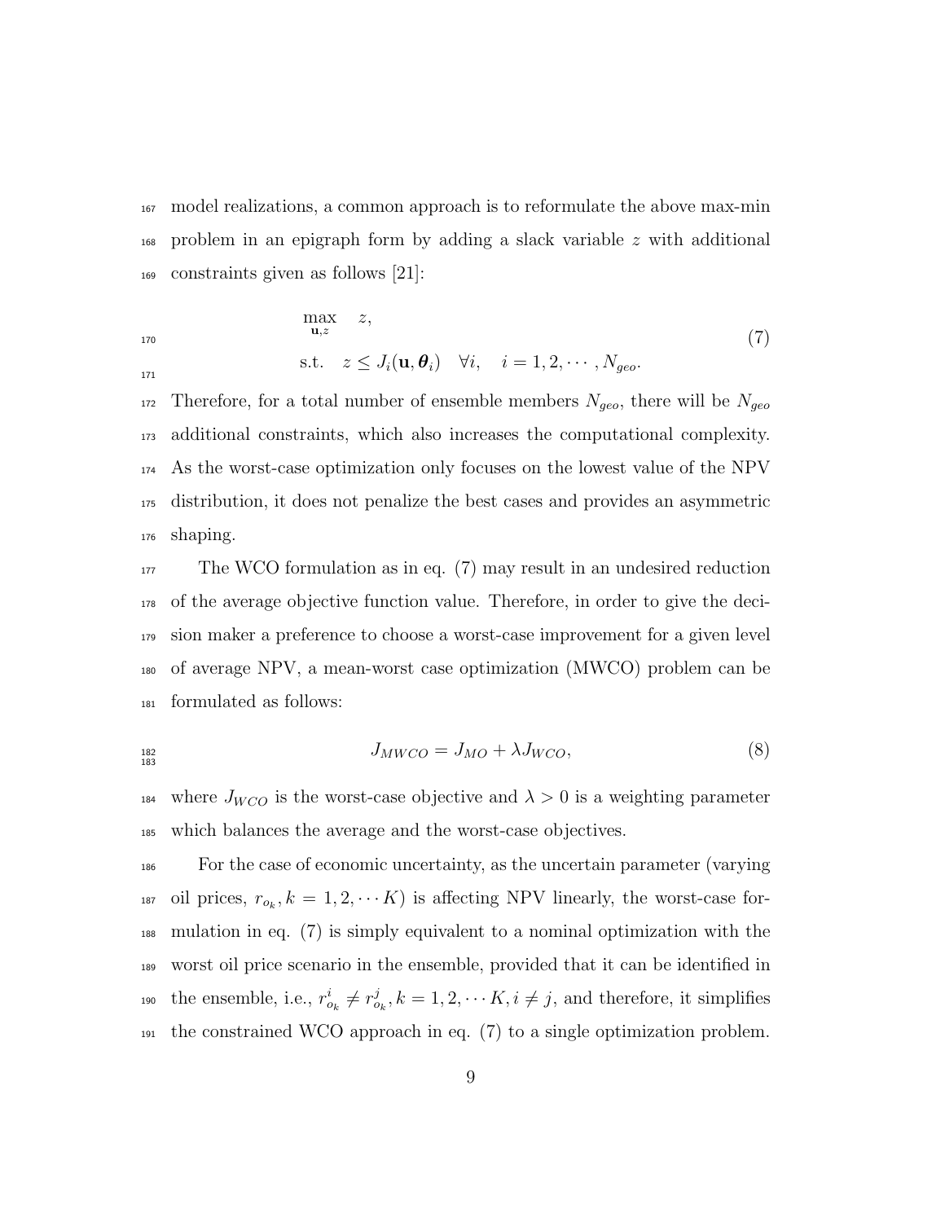model realizations, a common approach is to reformulate the above max-min problem in an epigraph form by adding a slack variable $z$ with additional constraints given as follows [21]:

$$
\begin{aligned}
&\max_{\mathbf{u},z} \quad z, \\
&\text{s.t.} \quad z \leq J_i(\mathbf{u}, \boldsymbol{\theta}_i) \quad \forall i, \quad i = 1, 2, \cdots, N_{geo}.
\end{aligned}
\tag{7}
$$

Therefore, for a total number of ensemble members $N_{geo}$, there will be $N_{geo}$ additional constraints, which also increases the computational complexity. As the worst-case optimization only focuses on the lowest value of the NPV distribution, it does not penalize the best cases and provides an asymmetric shaping.

The WCO formulation as in eq. (7) may result in an undesired reduction of the average objective function value. Therefore, in order to give the decision maker a preference to choose a worst-case improvement for a given level of average NPV, a mean-worst case optimization (MWCO) problem can be formulated as follows:

$$
J_{MWCO} = J_{MO} + \lambda J_{WCO}, \tag{8}
$$

where $J_{WCO}$ is the worst-case objective and $\lambda > 0$ is a weighting parameter which balances the average and the worst-case objectives.

For the case of economic uncertainty, as the uncertain parameter (varying oil prices, $r_{o_k}, k = 1, 2, \cdots K$) is affecting NPV linearly, the worst-case formulation in eq. (7) is simply equivalent to a nominal optimization with the worst oil price scenario in the ensemble, provided that it can be identified in the ensemble, i.e., $r^i_{o_k} \neq r^j_{o_k}, k = 1, 2, \cdots K, i \neq j$, and therefore, it simplifies the constrained WCO approach in eq. (7) to a single optimization problem.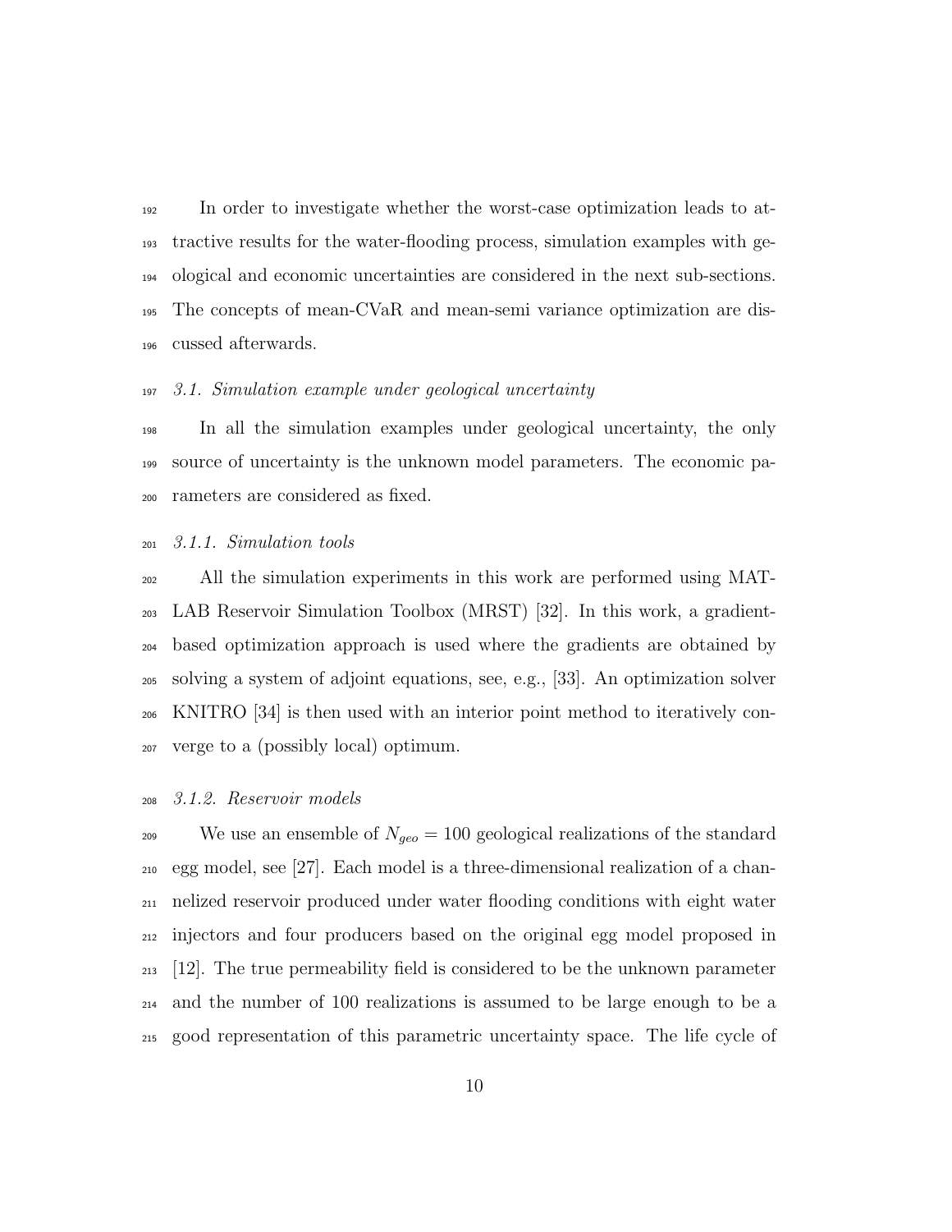In order to investigate whether the worst-case optimization leads to attractive results for the water-flooding process, simulation examples with geological and economic uncertainties are considered in the next sub-sections. The concepts of mean-CVaR and mean-semi variance optimization are discussed afterwards.

### *3.1. Simulation example under geological uncertainty*

In all the simulation examples under geological uncertainty, the only source of uncertainty is the unknown model parameters. The economic parameters are considered as fixed.

#### *3.1.1. Simulation tools*

All the simulation experiments in this work are performed using MATLAB Reservoir Simulation Toolbox (MRST) [32]. In this work, a gradient-based optimization approach is used where the gradients are obtained by solving a system of adjoint equations, see, e.g., [33]. An optimization solver KNITRO [34] is then used with an interior point method to iteratively converge to a (possibly local) optimum.

#### *3.1.2. Reservoir models*

We use an ensemble of $N_{geo} = 100$ geological realizations of the standard egg model, see [27]. Each model is a three-dimensional realization of a channelized reservoir produced under water flooding conditions with eight water injectors and four producers based on the original egg model proposed in [12]. The true permeability field is considered to be the unknown parameter and the number of 100 realizations is assumed to be large enough to be a good representation of this parametric uncertainty space. The life cycle of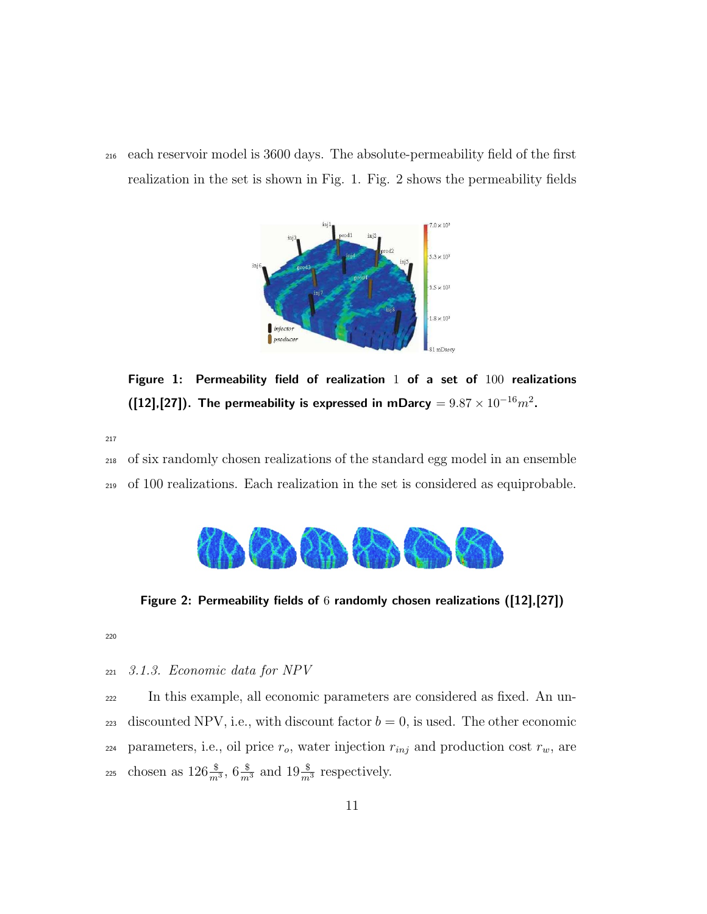each reservoir model is 3600 days. The absolute-permeability field of the first realization in the set is shown in Fig. 1. Fig. 2 shows the permeability fields

**Figure 1: Permeability field of realization 1 of a set of 100 realizations ([12],[27]). The permeability is expressed in mDarcy $= 9.87 \times 10^{-16} m^2$.**

of six randomly chosen realizations of the standard egg model in an ensemble of 100 realizations. Each realization in the set is considered as equiprobable.

**Figure 2: Permeability fields of 6 randomly chosen realizations ([12],[27])**

### 3.1.3. Economic data for NPV

In this example, all economic parameters are considered as fixed. An undiscounted NPV, i.e., with discount factor $b = 0$, is used. The other economic parameters, i.e., oil price $r_o$, water injection $r_{inj}$ and production cost $r_w$, are chosen as $126\frac{\$}{m^3}$, $6\frac{\$}{m^3}$ and $19\frac{\$}{m^3}$ respectively.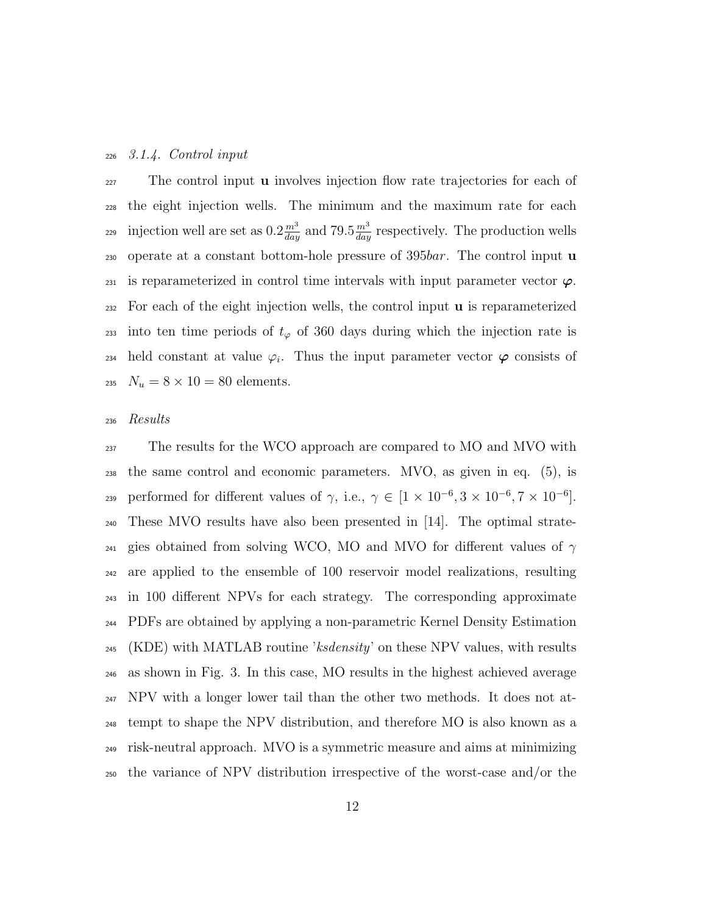#### 3.1.4. Control input

The control input $\mathbf{u}$ involves injection flow rate trajectories for each of the eight injection wells. The minimum and the maximum rate for each injection well are set as $0.2\frac{m^3}{day}$ and $79.5\frac{m^3}{day}$ respectively. The production wells operate at a constant bottom-hole pressure of $395 bar$. The control input $\mathbf{u}$ is reparameterized in control time intervals with input parameter vector $\boldsymbol{\varphi}$. For each of the eight injection wells, the control input $\mathbf{u}$ is reparameterized into ten time periods of $t_\varphi$ of 360 days during which the injection rate is held constant at value $\varphi_i$. Thus the input parameter vector $\boldsymbol{\varphi}$ consists of $N_u = 8 \times 10 = 80$ elements.

*Results*

The results for the WCO approach are compared to MO and MVO with the same control and economic parameters. MVO, as given in eq. (5), is performed for different values of $\gamma$, i.e., $\gamma \in [1 \times 10^{-6}, 3 \times 10^{-6}, 7 \times 10^{-6}]$. These MVO results have also been presented in [14]. The optimal strategies obtained from solving WCO, MO and MVO for different values of $\gamma$ are applied to the ensemble of 100 reservoir model realizations, resulting in 100 different NPVs for each strategy. The corresponding approximate PDFs are obtained by applying a non-parametric Kernel Density Estimation (KDE) with MATLAB routine '*ksdensity*' on these NPV values, with results as shown in Fig. 3. In this case, MO results in the highest achieved average NPV with a longer lower tail than the other two methods. It does not attempt to shape the NPV distribution, and therefore MO is also known as a risk-neutral approach. MVO is a symmetric measure and aims at minimizing the variance of NPV distribution irrespective of the worst-case and/or the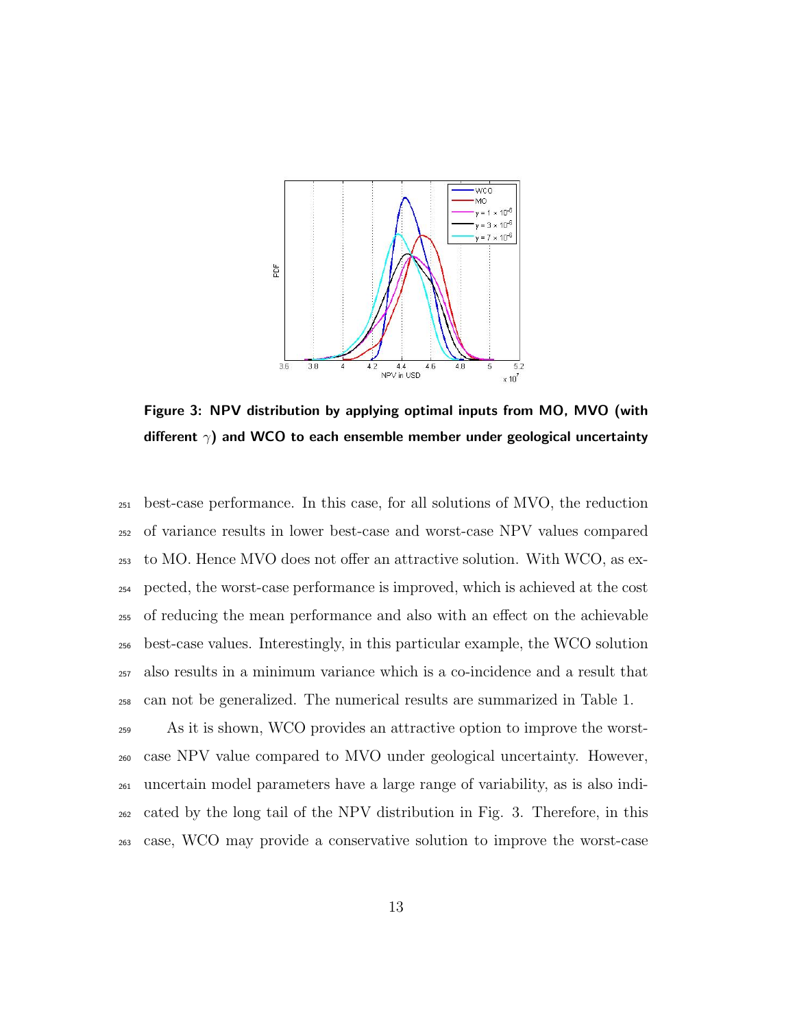Figure 3: NPV distribution by applying optimal inputs from MO, MVO (with different $\gamma$) and WCO to each ensemble member under geological uncertainty

best-case performance. In this case, for all solutions of MVO, the reduction of variance results in lower best-case and worst-case NPV values compared to MO. Hence MVO does not offer an attractive solution. With WCO, as expected, the worst-case performance is improved, which is achieved at the cost of reducing the mean performance and also with an effect on the achievable best-case values. Interestingly, in this particular example, the WCO solution also results in a minimum variance which is a co-incidence and a result that can not be generalized. The numerical results are summarized in Table 1.

As it is shown, WCO provides an attractive option to improve the worst-case NPV value compared to MVO under geological uncertainty. However, uncertain model parameters have a large range of variability, as is also indicated by the long tail of the NPV distribution in Fig. 3. Therefore, in this case, WCO may provide a conservative solution to improve the worst-case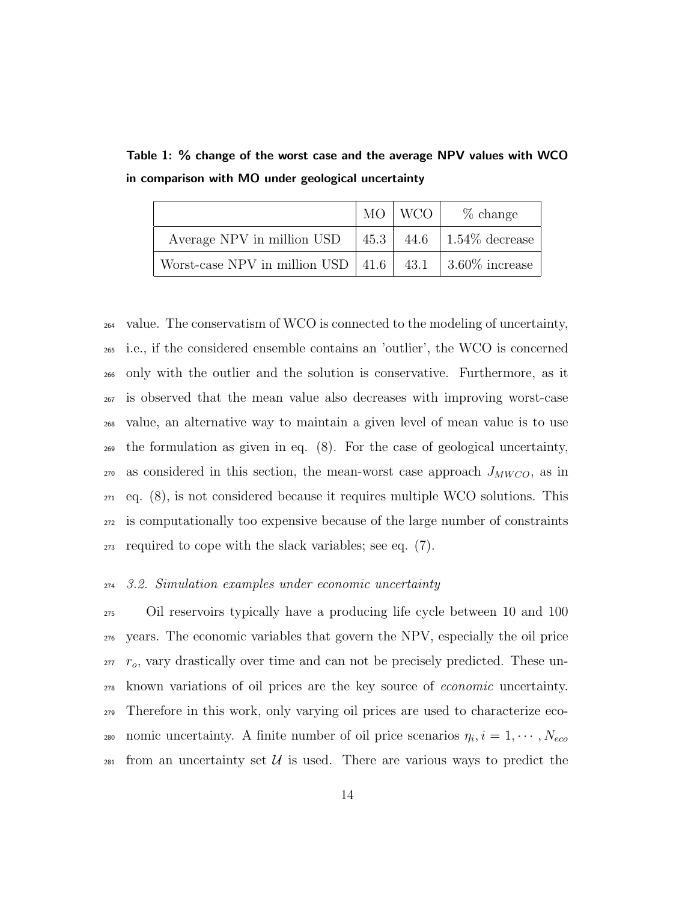**Table 1: % change of the worst case and the average NPV values with WCO in comparison with MO under geological uncertainty**

| | MO | WCO | % change |
|---|---|---|---|
| Average NPV in million USD | 45.3 | 44.6 | 1.54% decrease |
| Worst-case NPV in million USD | 41.6 | 43.1 | 3.60% increase |

value. The conservatism of WCO is connected to the modeling of uncertainty, i.e., if the considered ensemble contains an 'outlier', the WCO is concerned only with the outlier and the solution is conservative. Furthermore, as it is observed that the mean value also decreases with improving worst-case value, an alternative way to maintain a given level of mean value is to use the formulation as given in eq. (8). For the case of geological uncertainty, as considered in this section, the mean-worst case approach $J_{MWCO}$, as in eq. (8), is not considered because it requires multiple WCO solutions. This is computationally too expensive because of the large number of constraints required to cope with the slack variables; see eq. (7).

### *3.2. Simulation examples under economic uncertainty*

Oil reservoirs typically have a producing life cycle between 10 and 100 years. The economic variables that govern the NPV, especially the oil price $r_o$, vary drastically over time and can not be precisely predicted. These unknown variations of oil prices are the key source of *economic* uncertainty. Therefore in this work, only varying oil prices are used to characterize economic uncertainty. A finite number of oil price scenarios $\eta_i, i = 1, \cdots, N_{eco}$ from an uncertainty set $\mathcal{U}$ is used. There are various ways to predict the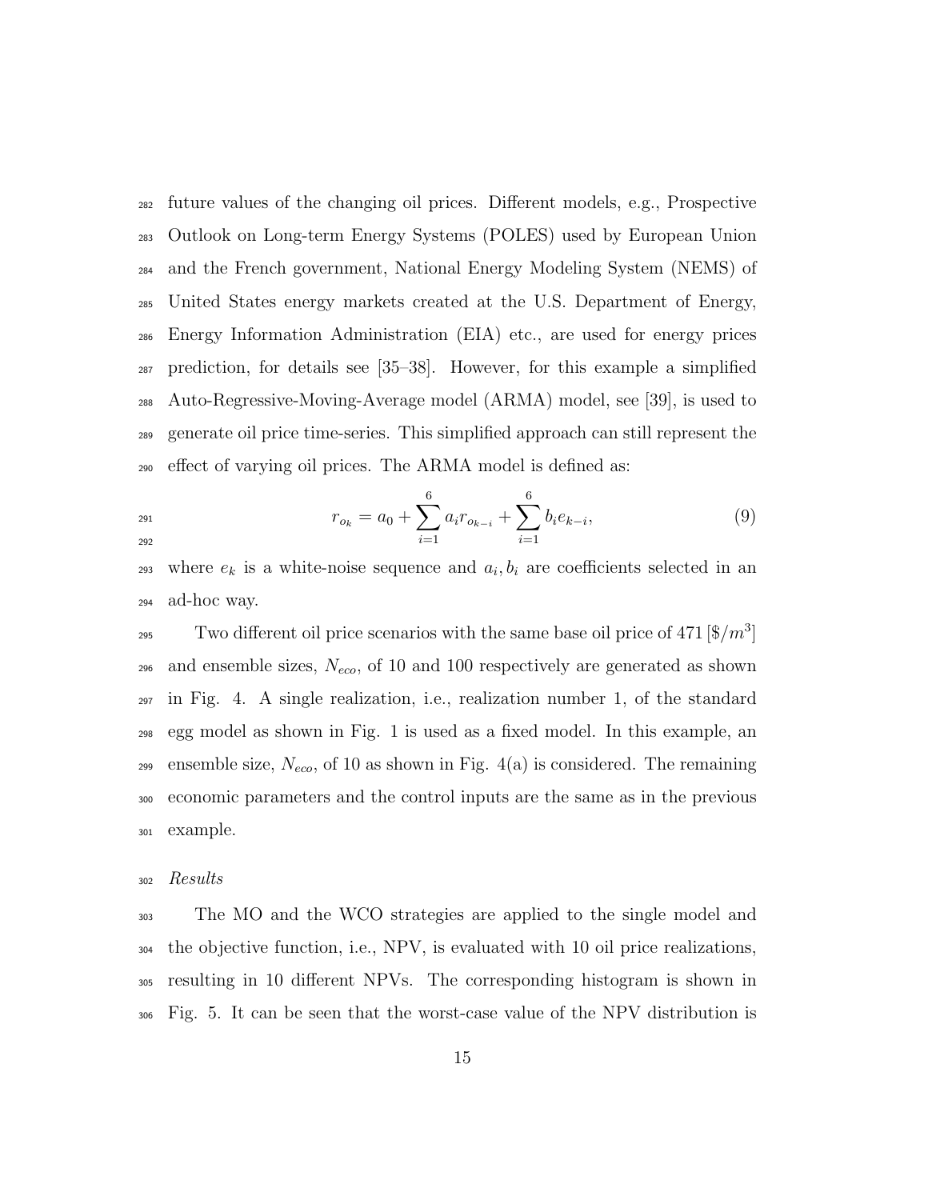future values of the changing oil prices. Different models, e.g., Prospective Outlook on Long-term Energy Systems (POLES) used by European Union and the French government, National Energy Modeling System (NEMS) of United States energy markets created at the U.S. Department of Energy, Energy Information Administration (EIA) etc., are used for energy prices prediction, for details see [35–38]. However, for this example a simplified Auto-Regressive-Moving-Average model (ARMA) model, see [39], is used to generate oil price time-series. This simplified approach can still represent the effect of varying oil prices. The ARMA model is defined as:

$$r_{o_k} = a_0 + \sum_{i=1}^{6} a_i r_{o_{k-i}} + \sum_{i=1}^{6} b_i e_{k-i}, \tag{9}$$

where $e_k$ is a white-noise sequence and $a_i, b_i$ are coefficients selected in an ad-hoc way.

Two different oil price scenarios with the same base oil price of 471 $[\$/m^3]$ and ensemble sizes, $N_{eco}$, of 10 and 100 respectively are generated as shown in Fig. 4. A single realization, i.e., realization number 1, of the standard egg model as shown in Fig. 1 is used as a fixed model. In this example, an ensemble size, $N_{eco}$, of 10 as shown in Fig. 4(a) is considered. The remaining economic parameters and the control inputs are the same as in the previous example.

*Results*

The MO and the WCO strategies are applied to the single model and the objective function, i.e., NPV, is evaluated with 10 oil price realizations, resulting in 10 different NPVs. The corresponding histogram is shown in Fig. 5. It can be seen that the worst-case value of the NPV distribution is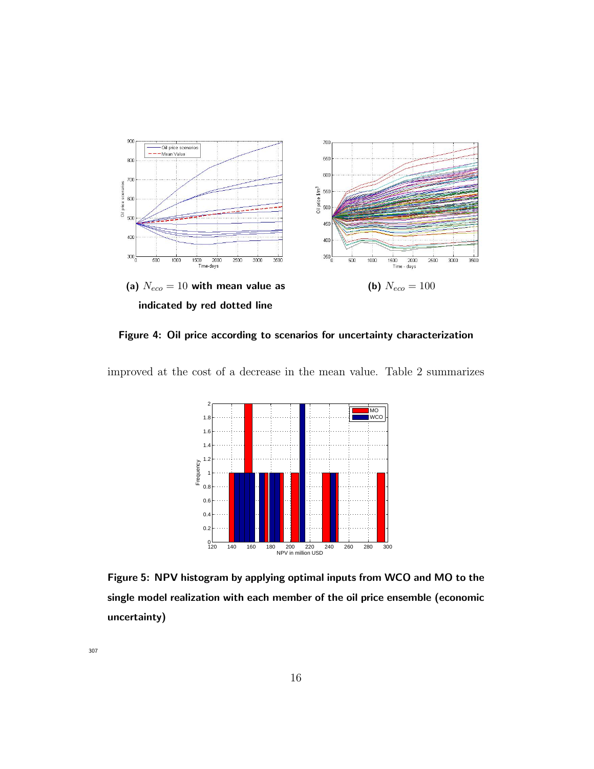(a) $N_{eco} = 10$ **with mean value as indicated by red dotted line**

(b) $N_{eco} = 100$

**Figure 4: Oil price according to scenarios for uncertainty characterization**

improved at the cost of a decrease in the mean value. Table 2 summarizes

**Figure 5: NPV histogram by applying optimal inputs from WCO and MO to the single model realization with each member of the oil price ensemble (economic uncertainty)**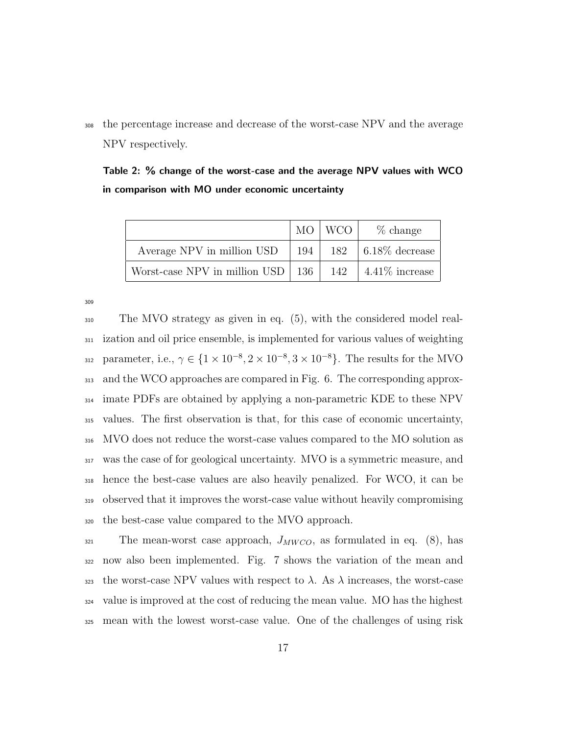the percentage increase and decrease of the worst-case NPV and the average NPV respectively.

**Table 2: % change of the worst-case and the average NPV values with WCO in comparison with MO under economic uncertainty**

| | MO | WCO | % change |
|---|---|---|---|
| Average NPV in million USD | 194 | 182 | 6.18% decrease |
| Worst-case NPV in million USD | 136 | 142 | 4.41% increase |

The MVO strategy as given in eq. (5), with the considered model realization and oil price ensemble, is implemented for various values of weighting parameter, i.e., $\gamma \in \{1 \times 10^{-8}, 2 \times 10^{-8}, 3 \times 10^{-8}\}$. The results for the MVO and the WCO approaches are compared in Fig. 6. The corresponding approximate PDFs are obtained by applying a non-parametric KDE to these NPV values. The first observation is that, for this case of economic uncertainty, MVO does not reduce the worst-case values compared to the MO solution as was the case of for geological uncertainty. MVO is a symmetric measure, and hence the best-case values are also heavily penalized. For WCO, it can be observed that it improves the worst-case value without heavily compromising the best-case value compared to the MVO approach.

The mean-worst case approach, $J_{MWCO}$, as formulated in eq. (8), has now also been implemented. Fig. 7 shows the variation of the mean and the worst-case NPV values with respect to $\lambda$. As $\lambda$ increases, the worst-case value is improved at the cost of reducing the mean value. MO has the highest mean with the lowest worst-case value. One of the challenges of using risk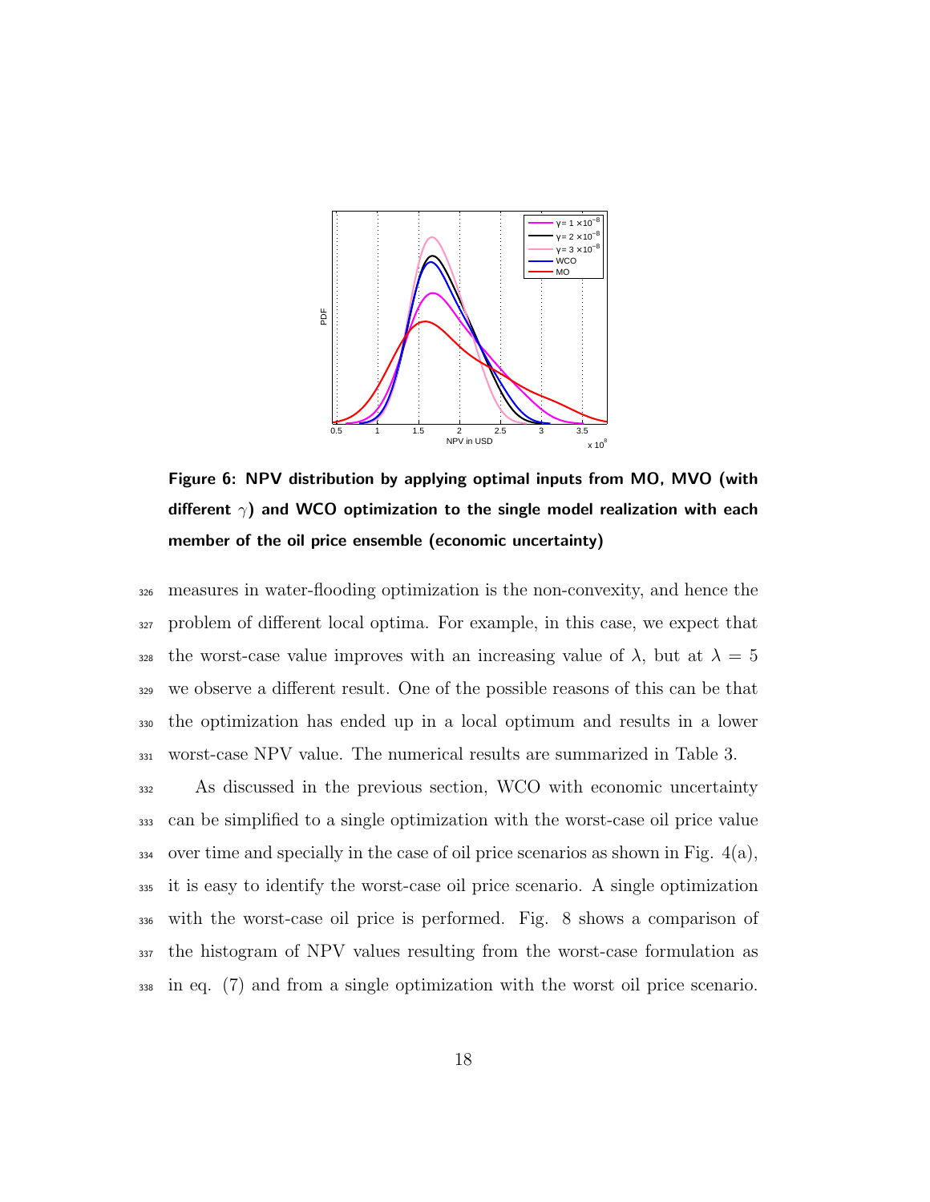**Figure 6: NPV distribution by applying optimal inputs from MO, MVO (with different $\gamma$) and WCO optimization to the single model realization with each member of the oil price ensemble (economic uncertainty)**

measures in water-flooding optimization is the non-convexity, and hence the problem of different local optima. For example, in this case, we expect that the worst-case value improves with an increasing value of $\lambda$, but at $\lambda = 5$ we observe a different result. One of the possible reasons of this can be that the optimization has ended up in a local optimum and results in a lower worst-case NPV value. The numerical results are summarized in Table 3.

As discussed in the previous section, WCO with economic uncertainty can be simplified to a single optimization with the worst-case oil price value over time and specially in the case of oil price scenarios as shown in Fig. 4(a), it is easy to identify the worst-case oil price scenario. A single optimization with the worst-case oil price is performed. Fig. 8 shows a comparison of the histogram of NPV values resulting from the worst-case formulation as in eq. (7) and from a single optimization with the worst oil price scenario.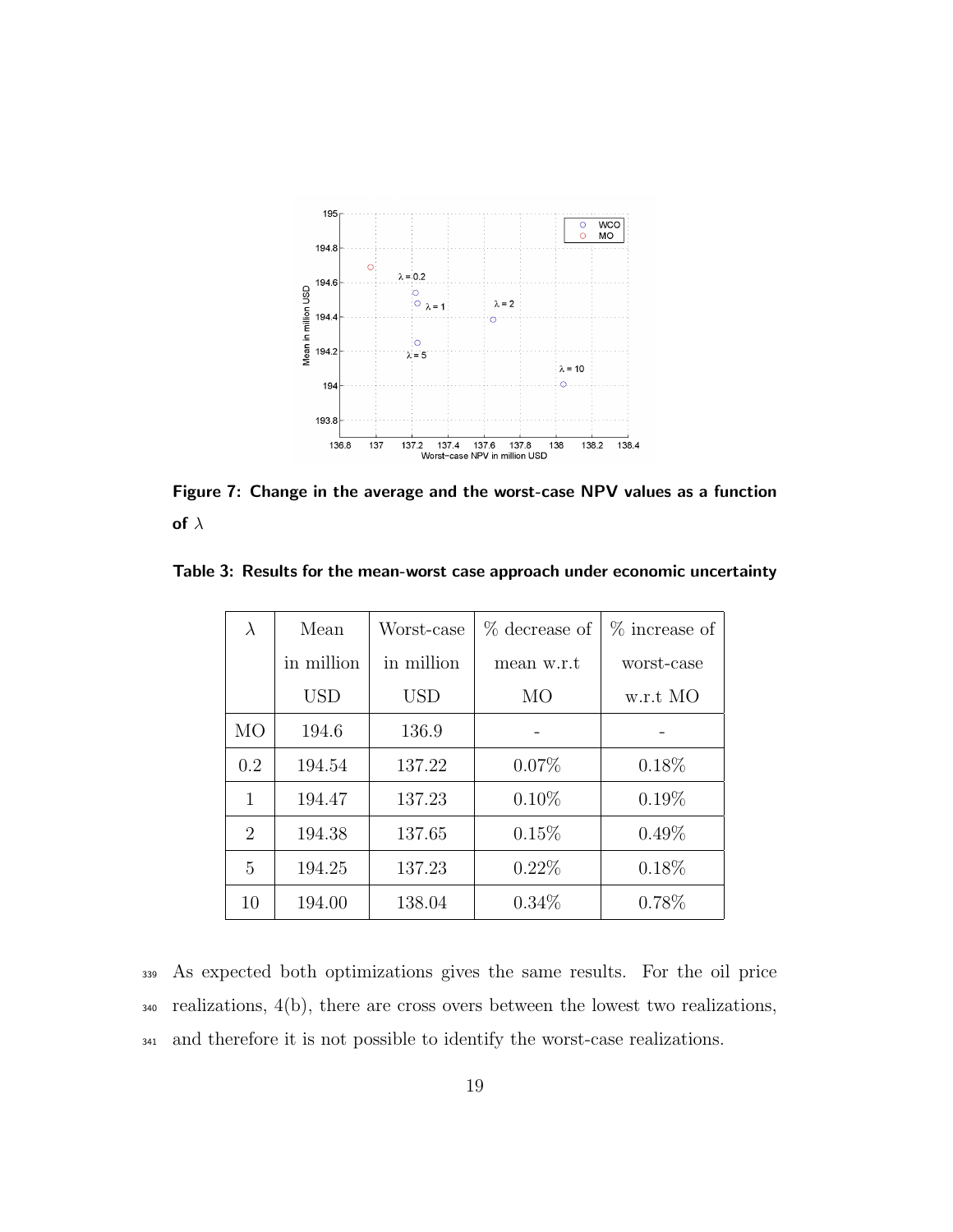Figure 7: Change in the average and the worst-case NPV values as a function of $\lambda$

Table 3: Results for the mean-worst case approach under economic uncertainty

| $\lambda$ | Mean in million USD | Worst-case in million USD | % decrease of mean w.r.t MO | % increase of worst-case w.r.t MO |
|---|---|---|---|---|
| MO | 194.6 | 136.9 | - | - |
| 0.2 | 194.54 | 137.22 | 0.07% | 0.18% |
| 1 | 194.47 | 137.23 | 0.10% | 0.19% |
| 2 | 194.38 | 137.65 | 0.15% | 0.49% |
| 5 | 194.25 | 137.23 | 0.22% | 0.18% |
| 10 | 194.00 | 138.04 | 0.34% | 0.78% |

As expected both optimizations gives the same results. For the oil price realizations, 4(b), there are cross overs between the lowest two realizations, and therefore it is not possible to identify the worst-case realizations.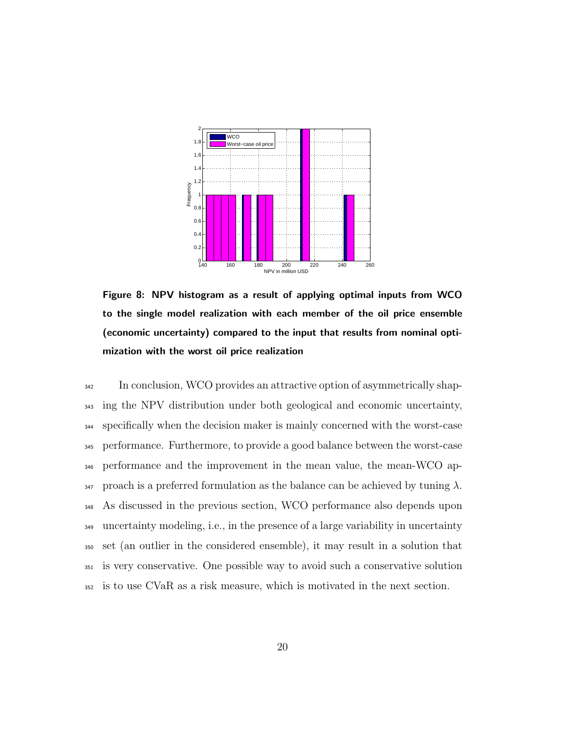**Figure 8: NPV histogram as a result of applying optimal inputs from WCO to the single model realization with each member of the oil price ensemble (economic uncertainty) compared to the input that results from nominal optimization with the worst oil price realization**

In conclusion, WCO provides an attractive option of asymmetrically shaping the NPV distribution under both geological and economic uncertainty, specifically when the decision maker is mainly concerned with the worst-case performance. Furthermore, to provide a good balance between the worst-case performance and the improvement in the mean value, the mean-WCO approach is a preferred formulation as the balance can be achieved by tuning $\lambda$. As discussed in the previous section, WCO performance also depends upon uncertainty modeling, i.e., in the presence of a large variability in uncertainty set (an outlier in the considered ensemble), it may result in a solution that is very conservative. One possible way to avoid such a conservative solution is to use CVaR as a risk measure, which is motivated in the next section.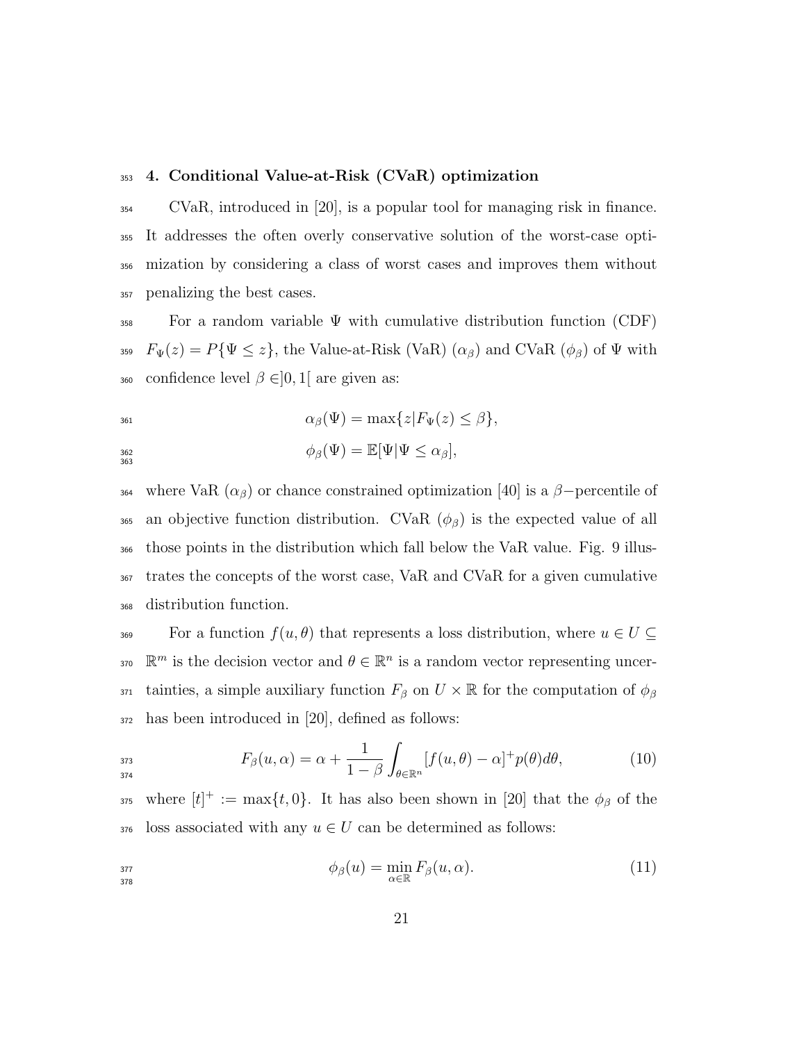## 4. Conditional Value-at-Risk (CVaR) optimization

CVaR, introduced in [20], is a popular tool for managing risk in finance. It addresses the often overly conservative solution of the worst-case optimization by considering a class of worst cases and improves them without penalizing the best cases.

For a random variable $\Psi$ with cumulative distribution function (CDF) $F_\Psi(z) = P\{\Psi \leq z\}$, the Value-at-Risk (VaR) ($\alpha_\beta$) and CVaR ($\phi_\beta$) of $\Psi$ with confidence level $\beta \in ]0,1[$ are given as:

$$\alpha_\beta(\Psi) = \max\{z | F_\Psi(z) \leq \beta\},$$

$$\phi_\beta(\Psi) = \mathbb{E}[\Psi | \Psi \leq \alpha_\beta],$$

where VaR ($\alpha_\beta$) or chance constrained optimization [40] is a $\beta-$percentile of an objective function distribution. CVaR ($\phi_\beta$) is the expected value of all those points in the distribution which fall below the VaR value. Fig. 9 illustrates the concepts of the worst case, VaR and CVaR for a given cumulative distribution function.

For a function $f(u,\theta)$ that represents a loss distribution, where $u \in U \subseteq \mathbb{R}^m$ is the decision vector and $\theta \in \mathbb{R}^n$ is a random vector representing uncertainties, a simple auxiliary function $F_\beta$ on $U \times \mathbb{R}$ for the computation of $\phi_\beta$ has been introduced in [20], defined as follows:

$$F_\beta(u,\alpha) = \alpha + \frac{1}{1-\beta} \int_{\theta \in \mathbb{R}^n} [f(u,\theta) - \alpha]^+ p(\theta) d\theta, \tag{10}$$

where $[t]^+ := \max\{t, 0\}$. It has also been shown in [20] that the $\phi_\beta$ of the loss associated with any $u \in U$ can be determined as follows:

$$\phi_\beta(u) = \min_{\alpha \in \mathbb{R}} F_\beta(u,\alpha). \tag{11}$$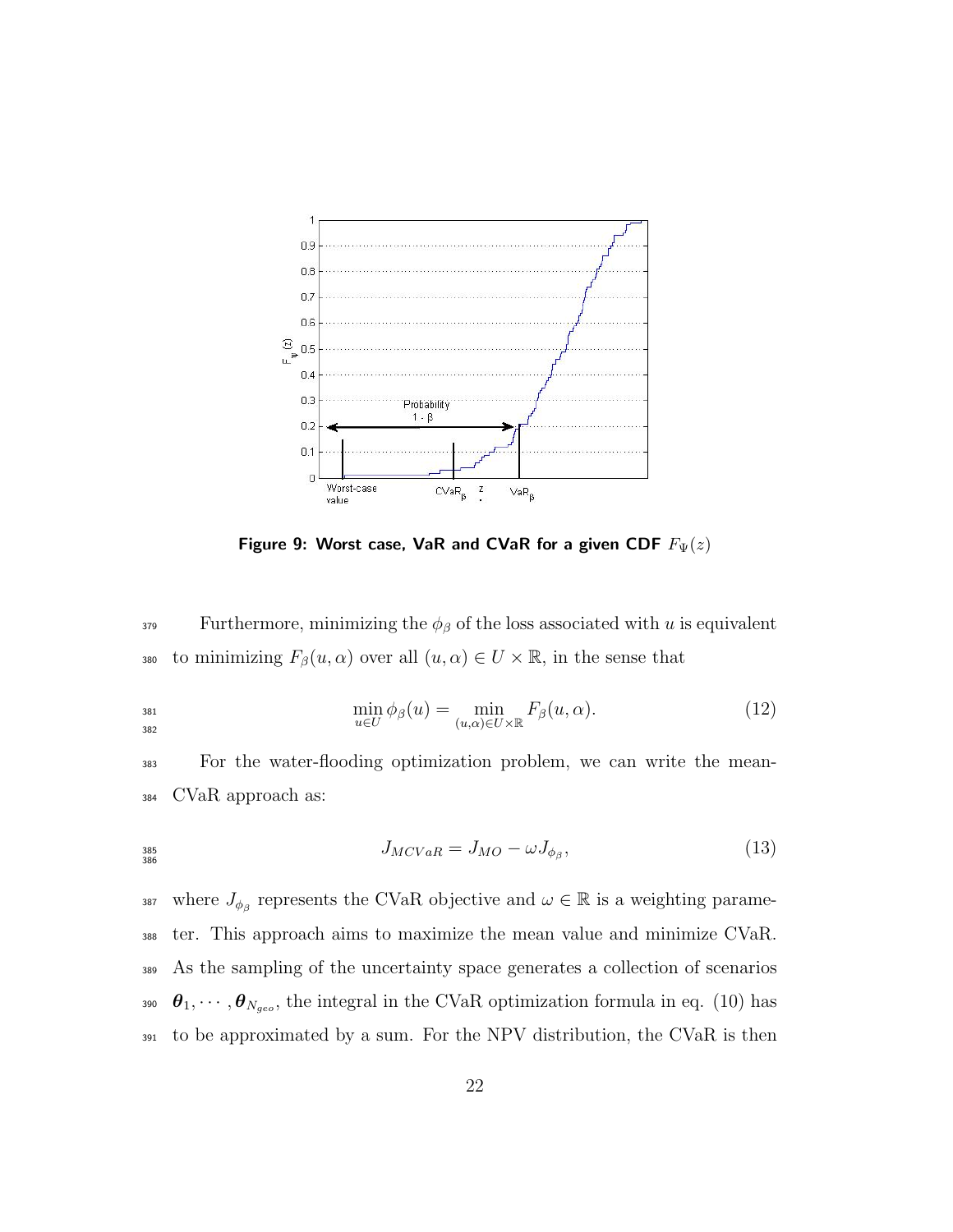**Figure 9: Worst case, VaR and CVaR for a given CDF $F_{\Psi}(z)$**

Furthermore, minimizing the $\phi_\beta$ of the loss associated with $u$ is equivalent to minimizing $F_\beta(u, \alpha)$ over all $(u, \alpha) \in U \times \mathbb{R}$, in the sense that

$$\min_{u \in U} \phi_\beta(u) = \min_{(u,\alpha) \in U \times \mathbb{R}} F_\beta(u, \alpha). \tag{12}$$

For the water-flooding optimization problem, we can write the mean-CVaR approach as:

$$J_{MCVaR} = J_{MO} - \omega J_{\phi_\beta}, \tag{13}$$

where $J_{\phi_\beta}$ represents the CVaR objective and $\omega \in \mathbb{R}$ is a weighting parameter. This approach aims to maximize the mean value and minimize CVaR. As the sampling of the uncertainty space generates a collection of scenarios $\boldsymbol{\theta}_1, \cdots, \boldsymbol{\theta}_{N_{geo}}$, the integral in the CVaR optimization formula in eq. (10) has to be approximated by a sum. For the NPV distribution, the CVaR is then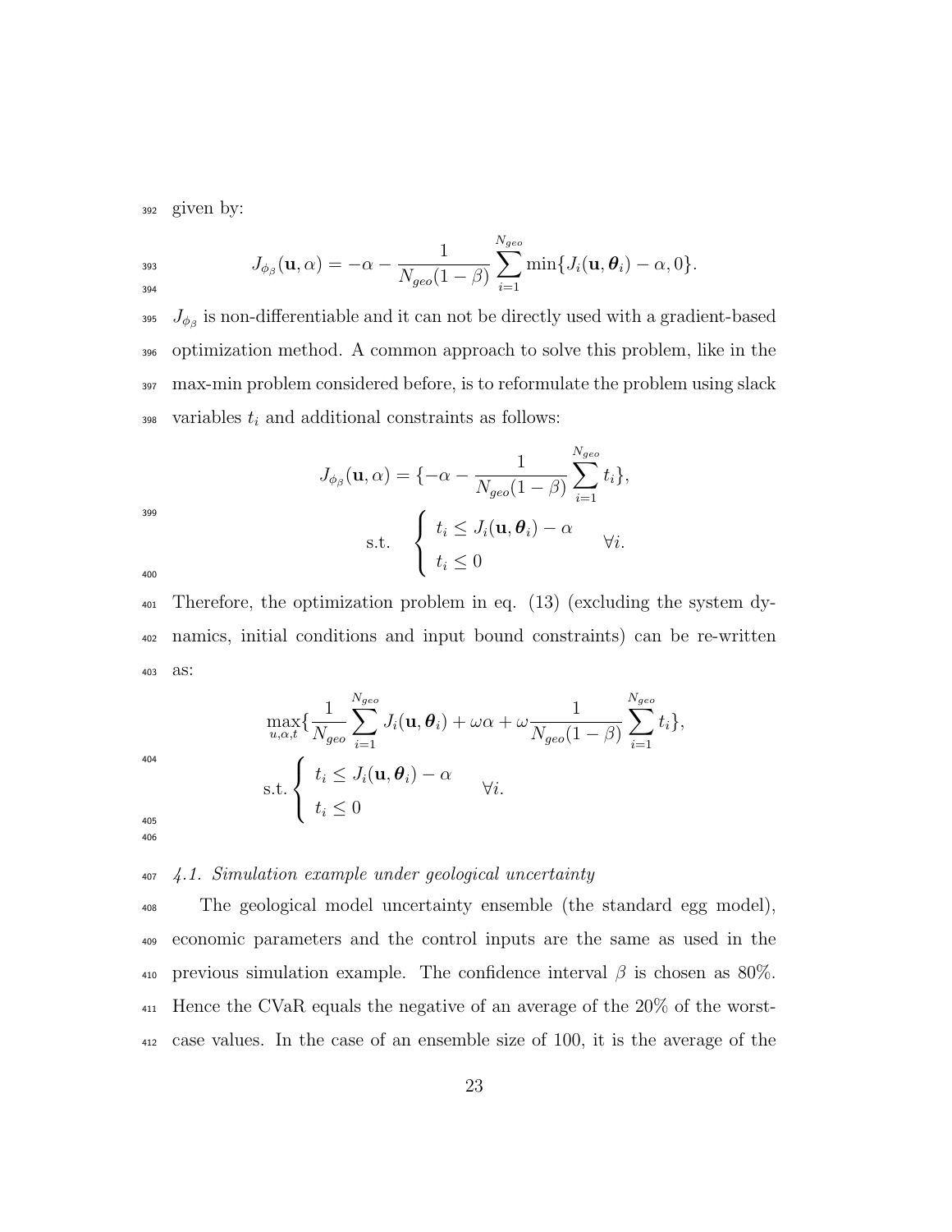given by:

$$J_{\phi_\beta}(\mathbf{u}, \alpha) = -\alpha - \frac{1}{N_{geo}(1-\beta)} \sum_{i=1}^{N_{geo}} \min\{J_i(\mathbf{u}, \boldsymbol{\theta}_i) - \alpha, 0\}.$$

$J_{\phi_\beta}$ is non-differentiable and it can not be directly used with a gradient-based optimization method. A common approach to solve this problem, like in the max-min problem considered before, is to reformulate the problem using slack variables $t_i$ and additional constraints as follows:

$$J_{\phi_\beta}(\mathbf{u}, \alpha) = \{-\alpha - \frac{1}{N_{geo}(1-\beta)} \sum_{i=1}^{N_{geo}} t_i\},$$
$$\text{s.t.} \quad \begin{cases} t_i \leq J_i(\mathbf{u}, \boldsymbol{\theta}_i) - \alpha \\ t_i \leq 0 \end{cases} \quad \forall i.$$

Therefore, the optimization problem in eq. (13) (excluding the system dynamics, initial conditions and input bound constraints) can be re-written as:

$$\max_{u,\alpha,t}\{\frac{1}{N_{geo}} \sum_{i=1}^{N_{geo}} J_i(\mathbf{u}, \boldsymbol{\theta}_i) + \omega\alpha + \omega \frac{1}{N_{geo}(1-\beta)} \sum_{i=1}^{N_{geo}} t_i\},$$
$$\text{s.t.} \begin{cases} t_i \leq J_i(\mathbf{u}, \boldsymbol{\theta}_i) - \alpha \\ t_i \leq 0 \end{cases} \quad \forall i.$$

### *4.1. Simulation example under geological uncertainty*

The geological model uncertainty ensemble (the standard egg model), economic parameters and the control inputs are the same as used in the previous simulation example. The confidence interval $\beta$ is chosen as 80%. Hence the CVaR equals the negative of an average of the 20% of the worst-case values. In the case of an ensemble size of 100, it is the average of the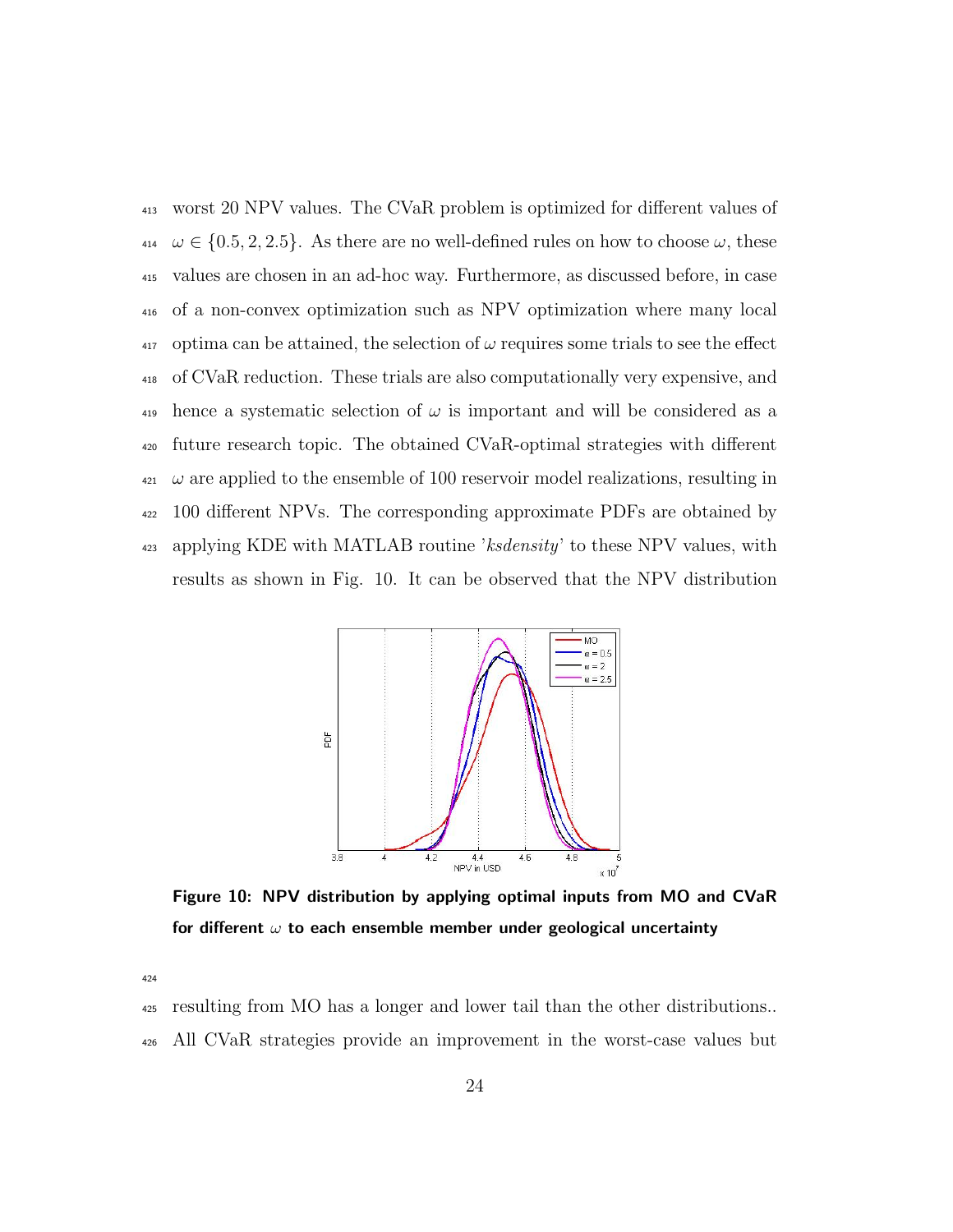worst 20 NPV values. The CVaR problem is optimized for different values of $\omega \in \{0.5, 2, 2.5\}$. As there are no well-defined rules on how to choose $\omega$, these values are chosen in an ad-hoc way. Furthermore, as discussed before, in case of a non-convex optimization such as NPV optimization where many local optima can be attained, the selection of $\omega$ requires some trials to see the effect of CVaR reduction. These trials are also computationally very expensive, and hence a systematic selection of $\omega$ is important and will be considered as a future research topic. The obtained CVaR-optimal strategies with different $\omega$ are applied to the ensemble of 100 reservoir model realizations, resulting in 100 different NPVs. The corresponding approximate PDFs are obtained by applying KDE with MATLAB routine '*ksdensity*' to these NPV values, with results as shown in Fig. 10. It can be observed that the NPV distribution

**Figure 10: NPV distribution by applying optimal inputs from MO and CVaR for different $\omega$ to each ensemble member under geological uncertainty**

resulting from MO has a longer and lower tail than the other distributions.. All CVaR strategies provide an improvement in the worst-case values but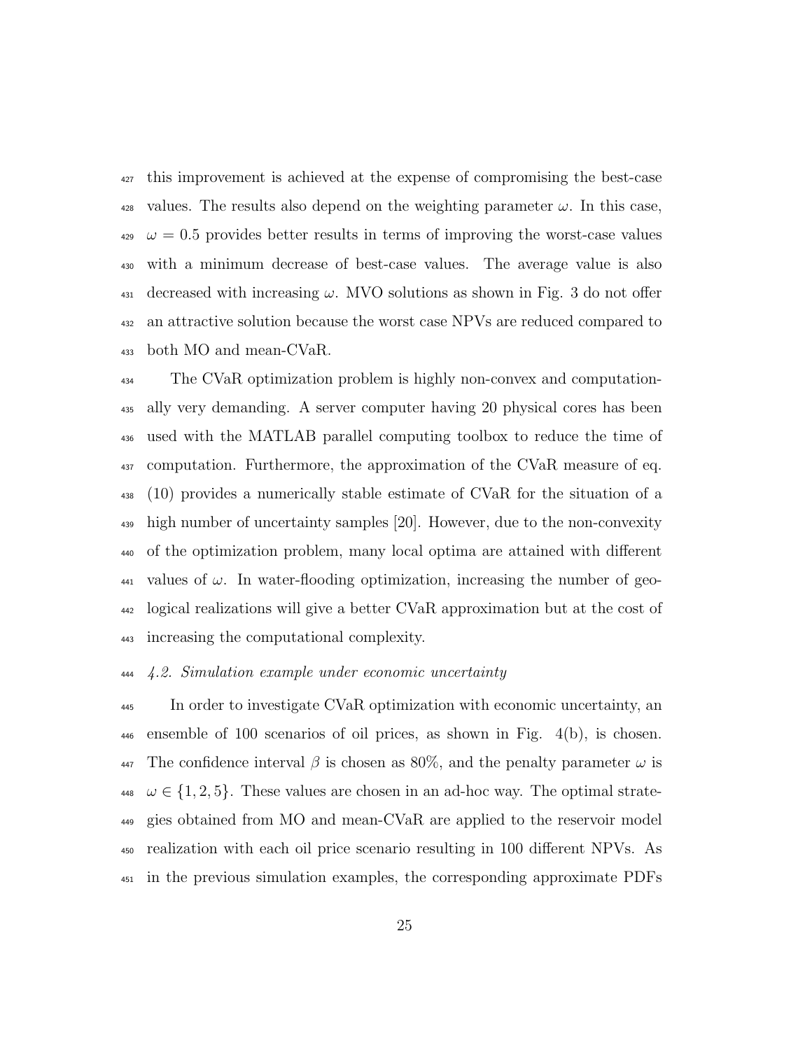this improvement is achieved at the expense of compromising the best-case values. The results also depend on the weighting parameter $\omega$. In this case, $\omega = 0.5$ provides better results in terms of improving the worst-case values with a minimum decrease of best-case values. The average value is also decreased with increasing $\omega$. MVO solutions as shown in Fig. 3 do not offer an attractive solution because the worst case NPVs are reduced compared to both MO and mean-CVaR.

The CVaR optimization problem is highly non-convex and computationally very demanding. A server computer having 20 physical cores has been used with the MATLAB parallel computing toolbox to reduce the time of computation. Furthermore, the approximation of the CVaR measure of eq. (10) provides a numerically stable estimate of CVaR for the situation of a high number of uncertainty samples [20]. However, due to the non-convexity of the optimization problem, many local optima are attained with different values of $\omega$. In water-flooding optimization, increasing the number of geological realizations will give a better CVaR approximation but at the cost of increasing the computational complexity.

### *4.2. Simulation example under economic uncertainty*

In order to investigate CVaR optimization with economic uncertainty, an ensemble of 100 scenarios of oil prices, as shown in Fig. 4(b), is chosen. The confidence interval $\beta$ is chosen as 80%, and the penalty parameter $\omega$ is $\omega \in \{1, 2, 5\}$. These values are chosen in an ad-hoc way. The optimal strategies obtained from MO and mean-CVaR are applied to the reservoir model realization with each oil price scenario resulting in 100 different NPVs. As in the previous simulation examples, the corresponding approximate PDFs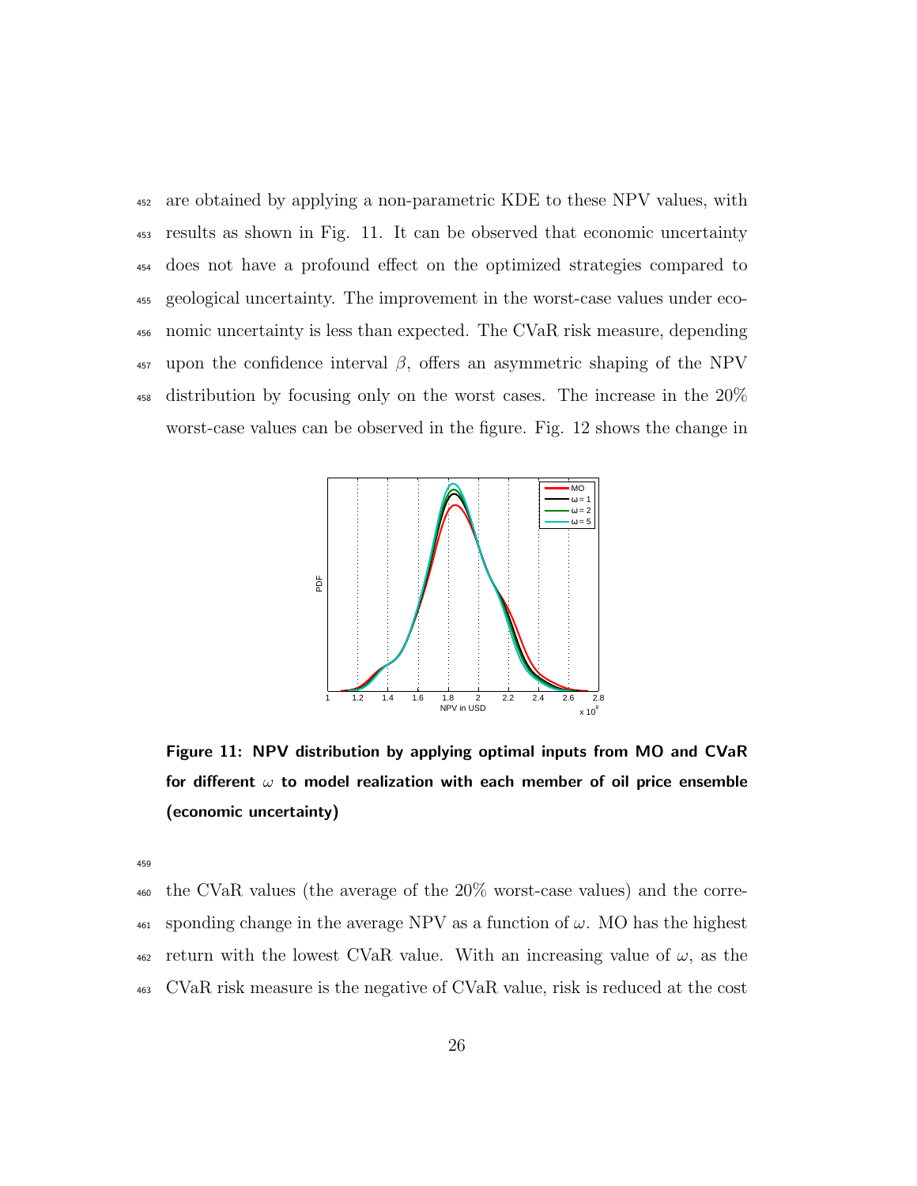are obtained by applying a non-parametric KDE to these NPV values, with results as shown in Fig. 11. It can be observed that economic uncertainty does not have a profound effect on the optimized strategies compared to geological uncertainty. The improvement in the worst-case values under economic uncertainty is less than expected. The CVaR risk measure, depending upon the confidence interval $\beta$, offers an asymmetric shaping of the NPV distribution by focusing only on the worst cases. The increase in the 20% worst-case values can be observed in the figure. Fig. 12 shows the change in

**Figure 11: NPV distribution by applying optimal inputs from MO and CVaR for different $\omega$ to model realization with each member of oil price ensemble (economic uncertainty)**

the CVaR values (the average of the 20% worst-case values) and the corresponding change in the average NPV as a function of $\omega$. MO has the highest return with the lowest CVaR value. With an increasing value of $\omega$, as the CVaR risk measure is the negative of CVaR value, risk is reduced at the cost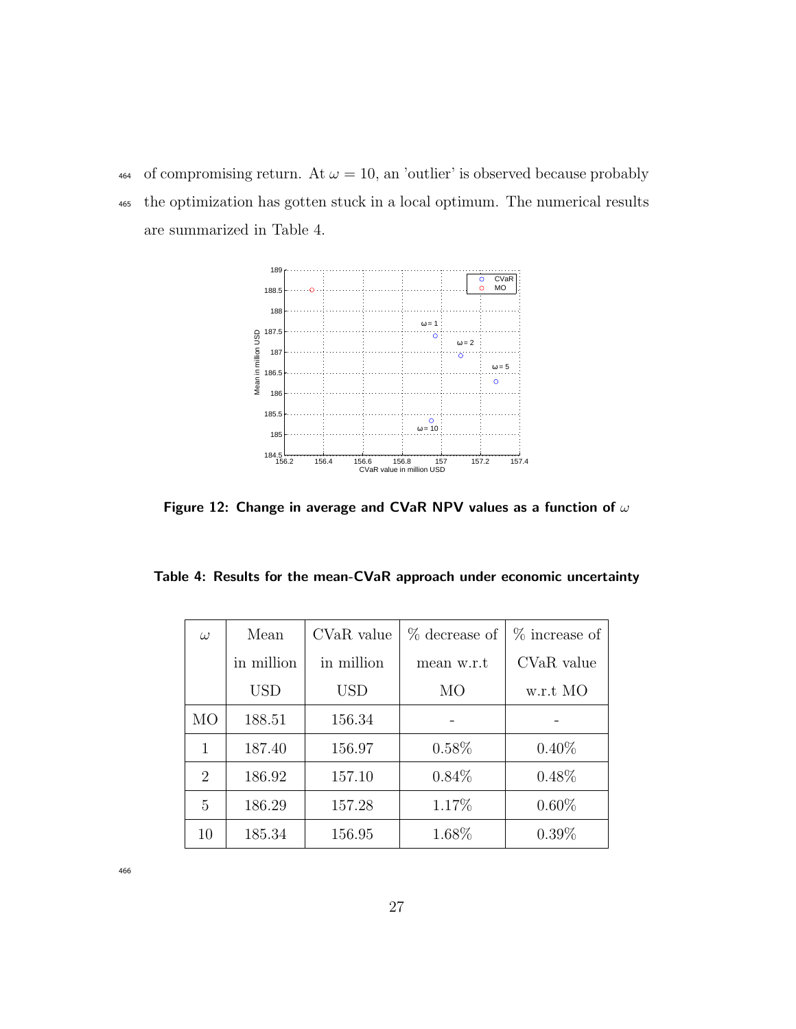of compromising return. At $\omega = 10$, an 'outlier' is observed because probably the optimization has gotten stuck in a local optimum. The numerical results are summarized in Table 4.

**Figure 12: Change in average and CVaR NPV values as a function of $\omega$**

**Table 4: Results for the mean-CVaR approach under economic uncertainty**

| $\omega$ | Mean in million USD | CVaR value in million USD | % decrease of mean w.r.t MO | % increase of CVaR value w.r.t MO |
|---|---|---|---|---|
| MO | 188.51 | 156.34 | - | - |
| 1 | 187.40 | 156.97 | 0.58% | 0.40% |
| 2 | 186.92 | 157.10 | 0.84% | 0.48% |
| 5 | 186.29 | 157.28 | 1.17% | 0.60% |
| 10 | 185.34 | 156.95 | 1.68% | 0.39% |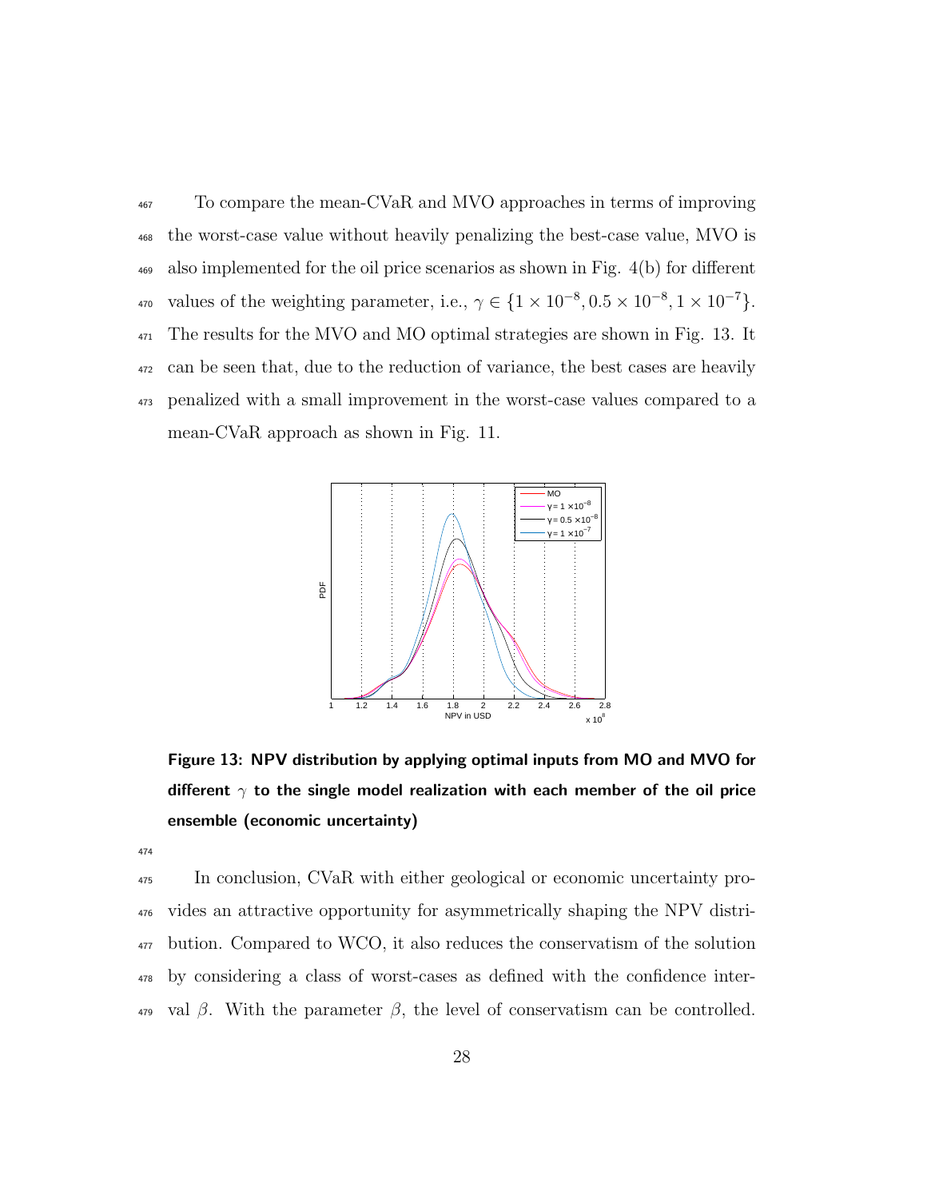To compare the mean-CVaR and MVO approaches in terms of improving the worst-case value without heavily penalizing the best-case value, MVO is also implemented for the oil price scenarios as shown in Fig. 4(b) for different values of the weighting parameter, i.e., $\gamma \in \{1 \times 10^{-8}, 0.5 \times 10^{-8}, 1 \times 10^{-7}\}$. The results for the MVO and MO optimal strategies are shown in Fig. 13. It can be seen that, due to the reduction of variance, the best cases are heavily penalized with a small improvement in the worst-case values compared to a mean-CVaR approach as shown in Fig. 11.

**Figure 13: NPV distribution by applying optimal inputs from MO and MVO for different $\gamma$ to the single model realization with each member of the oil price ensemble (economic uncertainty)**

In conclusion, CVaR with either geological or economic uncertainty provides an attractive opportunity for asymmetrically shaping the NPV distribution. Compared to WCO, it also reduces the conservatism of the solution by considering a class of worst-cases as defined with the confidence interval $\beta$. With the parameter $\beta$, the level of conservatism can be controlled.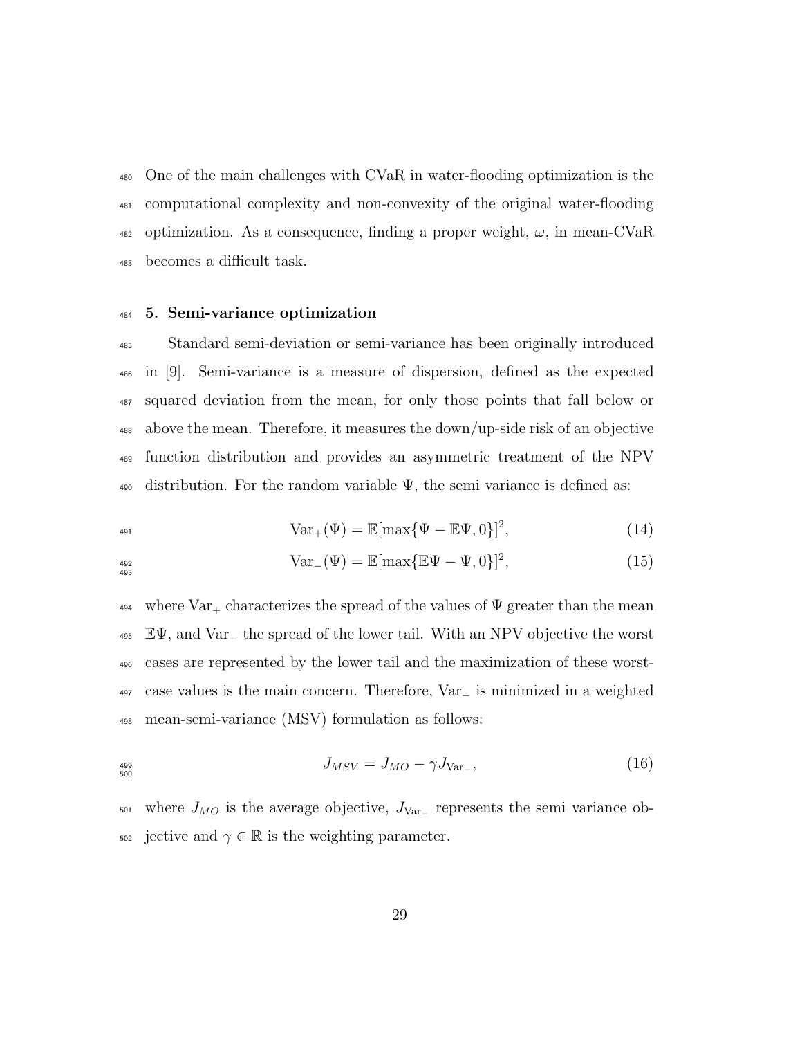One of the main challenges with CVaR in water-flooding optimization is the computational complexity and non-convexity of the original water-flooding optimization. As a consequence, finding a proper weight, $\omega$, in mean-CVaR becomes a difficult task.

## 5. Semi-variance optimization

Standard semi-deviation or semi-variance has been originally introduced in [9]. Semi-variance is a measure of dispersion, defined as the expected squared deviation from the mean, for only those points that fall below or above the mean. Therefore, it measures the down/up-side risk of an objective function distribution and provides an asymmetric treatment of the NPV distribution. For the random variable $\Psi$, the semi variance is defined as:

$$\mathrm{Var}_+(\Psi) = \mathbb{E}[\max\{\Psi - \mathbb{E}\Psi, 0\}]^2, \tag{14}$$

$$\mathrm{Var}_-(\Psi) = \mathbb{E}[\max\{\mathbb{E}\Psi - \Psi, 0\}]^2, \tag{15}$$

where $\mathrm{Var}_+$ characterizes the spread of the values of $\Psi$ greater than the mean $\mathbb{E}\Psi$, and $\mathrm{Var}_-$ the spread of the lower tail. With an NPV objective the worst cases are represented by the lower tail and the maximization of these worst-case values is the main concern. Therefore, $\mathrm{Var}_-$ is minimized in a weighted mean-semi-variance (MSV) formulation as follows:

$$J_{MSV} = J_{MO} - \gamma J_{\mathrm{Var}_-}, \tag{16}$$

where $J_{MO}$ is the average objective, $J_{\mathrm{Var}_-}$ represents the semi variance objective and $\gamma \in \mathbb{R}$ is the weighting parameter.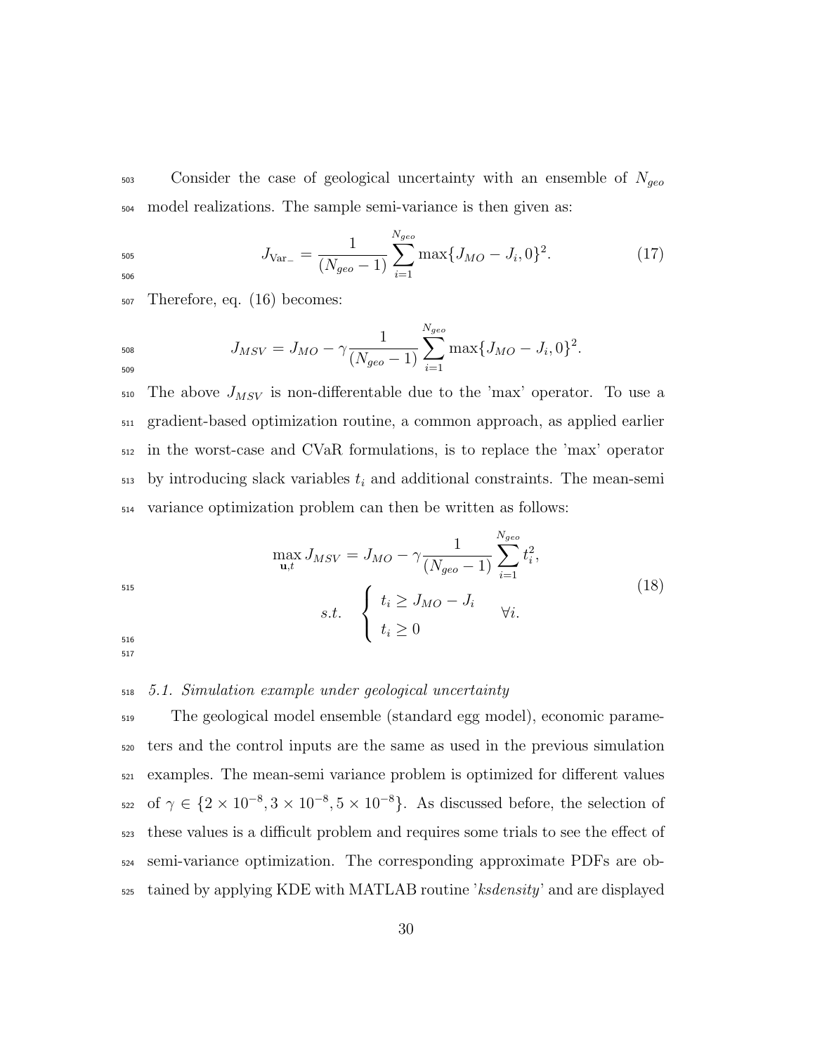Consider the case of geological uncertainty with an ensemble of $N_{geo}$ model realizations. The sample semi-variance is then given as:

$$J_{\text{Var}_-} = \frac{1}{(N_{geo}-1)} \sum_{i=1}^{N_{geo}} \max\{J_{MO} - J_i, 0\}^2. \tag{17}$$

Therefore, eq. (16) becomes:

$$J_{MSV} = J_{MO} - \gamma \frac{1}{(N_{geo}-1)} \sum_{i=1}^{N_{geo}} \max\{J_{MO} - J_i, 0\}^2.$$

The above $J_{MSV}$ is non-differentable due to the 'max' operator. To use a gradient-based optimization routine, a common approach, as applied earlier in the worst-case and CVaR formulations, is to replace the 'max' operator by introducing slack variables $t_i$ and additional constraints. The mean-semi variance optimization problem can then be written as follows:

$$\begin{aligned} \max_{\mathbf{u},t} J_{MSV} &= J_{MO} - \gamma \frac{1}{(N_{geo}-1)} \sum_{i=1}^{N_{geo}} t_i^2, \\ s.t. \quad &\begin{cases} t_i \geq J_{MO} - J_i \\ t_i \geq 0 \end{cases} \quad \forall i. \end{aligned} \tag{18}$$

### *5.1. Simulation example under geological uncertainty*

The geological model ensemble (standard egg model), economic parameters and the control inputs are the same as used in the previous simulation examples. The mean-semi variance problem is optimized for different values of $\gamma \in \{2 \times 10^{-8}, 3 \times 10^{-8}, 5 \times 10^{-8}\}$. As discussed before, the selection of these values is a difficult problem and requires some trials to see the effect of semi-variance optimization. The corresponding approximate PDFs are obtained by applying KDE with MATLAB routine '*ksdensity*' and are displayed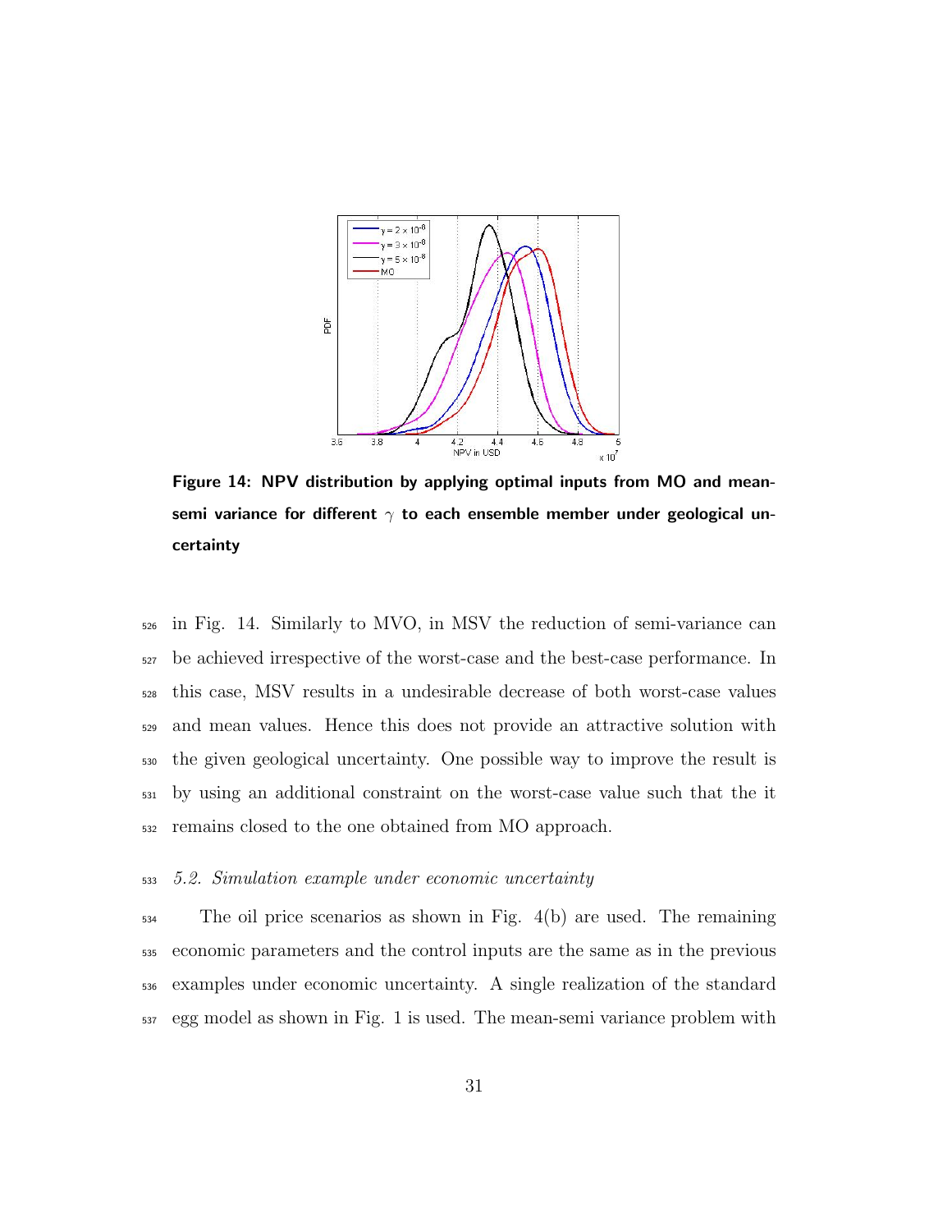Figure 14: NPV distribution by applying optimal inputs from MO and mean-semi variance for different $\gamma$ to each ensemble member under geological uncertainty

in Fig. 14. Similarly to MVO, in MSV the reduction of semi-variance can be achieved irrespective of the worst-case and the best-case performance. In this case, MSV results in a undesirable decrease of both worst-case values and mean values. Hence this does not provide an attractive solution with the given geological uncertainty. One possible way to improve the result is by using an additional constraint on the worst-case value such that the it remains closed to the one obtained from MO approach.

### *5.2. Simulation example under economic uncertainty*

The oil price scenarios as shown in Fig. 4(b) are used. The remaining economic parameters and the control inputs are the same as in the previous examples under economic uncertainty. A single realization of the standard egg model as shown in Fig. 1 is used. The mean-semi variance problem with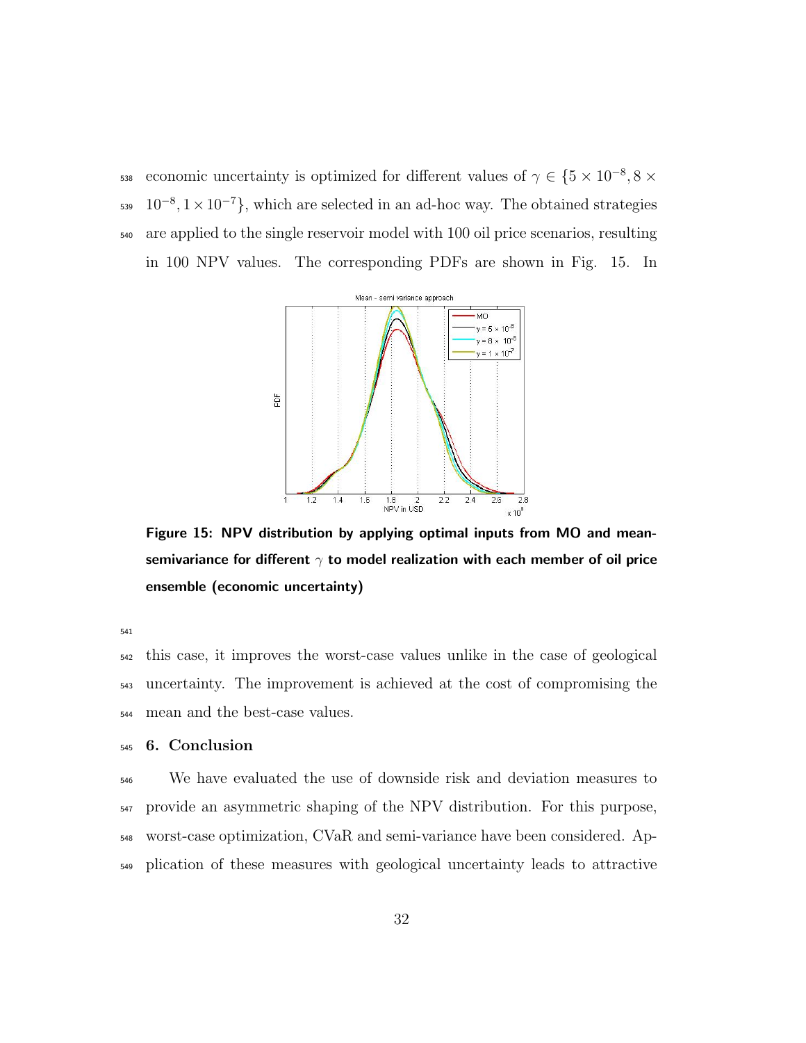economic uncertainty is optimized for different values of $\gamma \in \{5 \times 10^{-8}, 8 \times 10^{-8}, 1 \times 10^{-7}\}$, which are selected in an ad-hoc way. The obtained strategies are applied to the single reservoir model with 100 oil price scenarios, resulting in 100 NPV values. The corresponding PDFs are shown in Fig. 15. In

**Figure 15: NPV distribution by applying optimal inputs from MO and mean-semivariance for different $\gamma$ to model realization with each member of oil price ensemble (economic uncertainty)**

this case, it improves the worst-case values unlike in the case of geological uncertainty. The improvement is achieved at the cost of compromising the mean and the best-case values.

## 6. Conclusion

We have evaluated the use of downside risk and deviation measures to provide an asymmetric shaping of the NPV distribution. For this purpose, worst-case optimization, CVaR and semi-variance have been considered. Application of these measures with geological uncertainty leads to attractive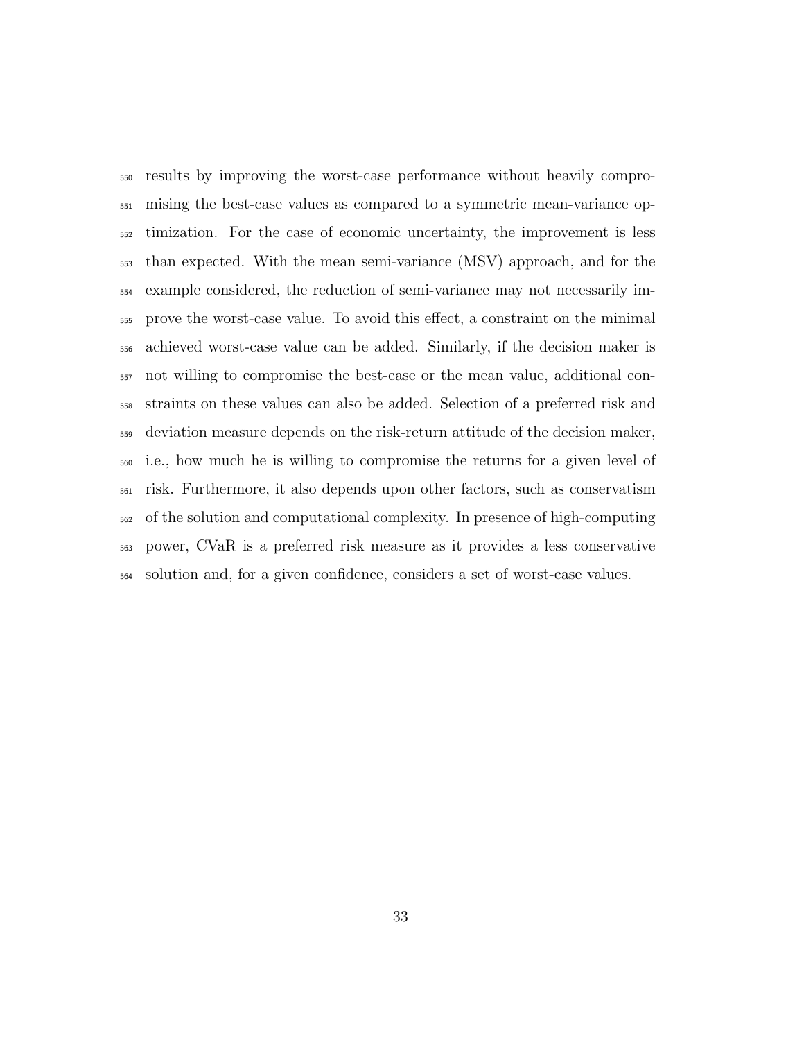results by improving the worst-case performance without heavily compromising the best-case values as compared to a symmetric mean-variance optimization. For the case of economic uncertainty, the improvement is less than expected. With the mean semi-variance (MSV) approach, and for the example considered, the reduction of semi-variance may not necessarily improve the worst-case value. To avoid this effect, a constraint on the minimal achieved worst-case value can be added. Similarly, if the decision maker is not willing to compromise the best-case or the mean value, additional constraints on these values can also be added. Selection of a preferred risk and deviation measure depends on the risk-return attitude of the decision maker, i.e., how much he is willing to compromise the returns for a given level of risk. Furthermore, it also depends upon other factors, such as conservatism of the solution and computational complexity. In presence of high-computing power, CVaR is a preferred risk measure as it provides a less conservative solution and, for a given confidence, considers a set of worst-case values.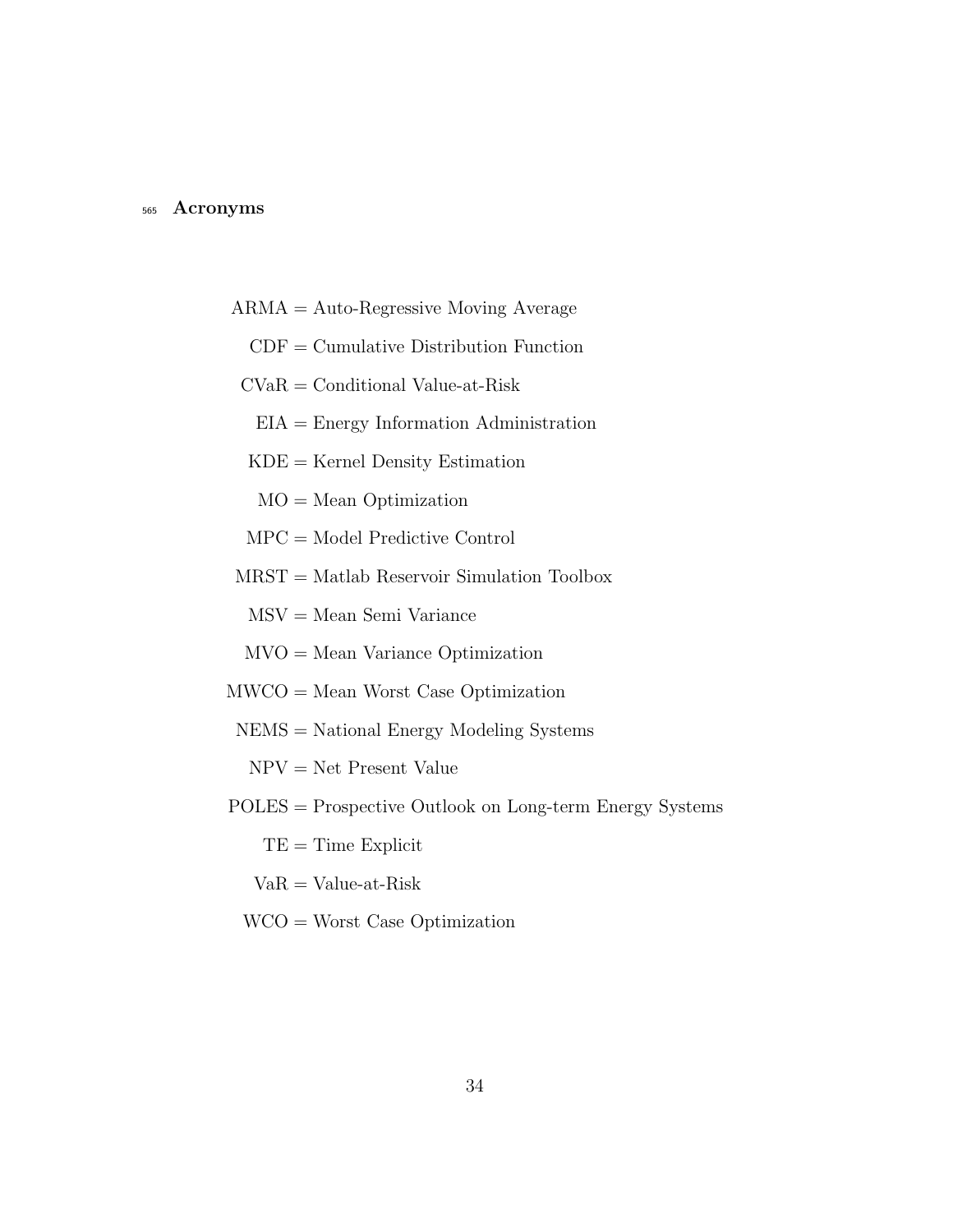## Acronyms

ARMA = Auto-Regressive Moving Average

CDF = Cumulative Distribution Function

CVaR = Conditional Value-at-Risk

EIA = Energy Information Administration

KDE = Kernel Density Estimation

MO = Mean Optimization

MPC = Model Predictive Control

MRST = Matlab Reservoir Simulation Toolbox

MSV = Mean Semi Variance

MVO = Mean Variance Optimization

MWCO = Mean Worst Case Optimization

NEMS = National Energy Modeling Systems

NPV = Net Present Value

POLES = Prospective Outlook on Long-term Energy Systems

TE = Time Explicit

VaR = Value-at-Risk

WCO = Worst Case Optimization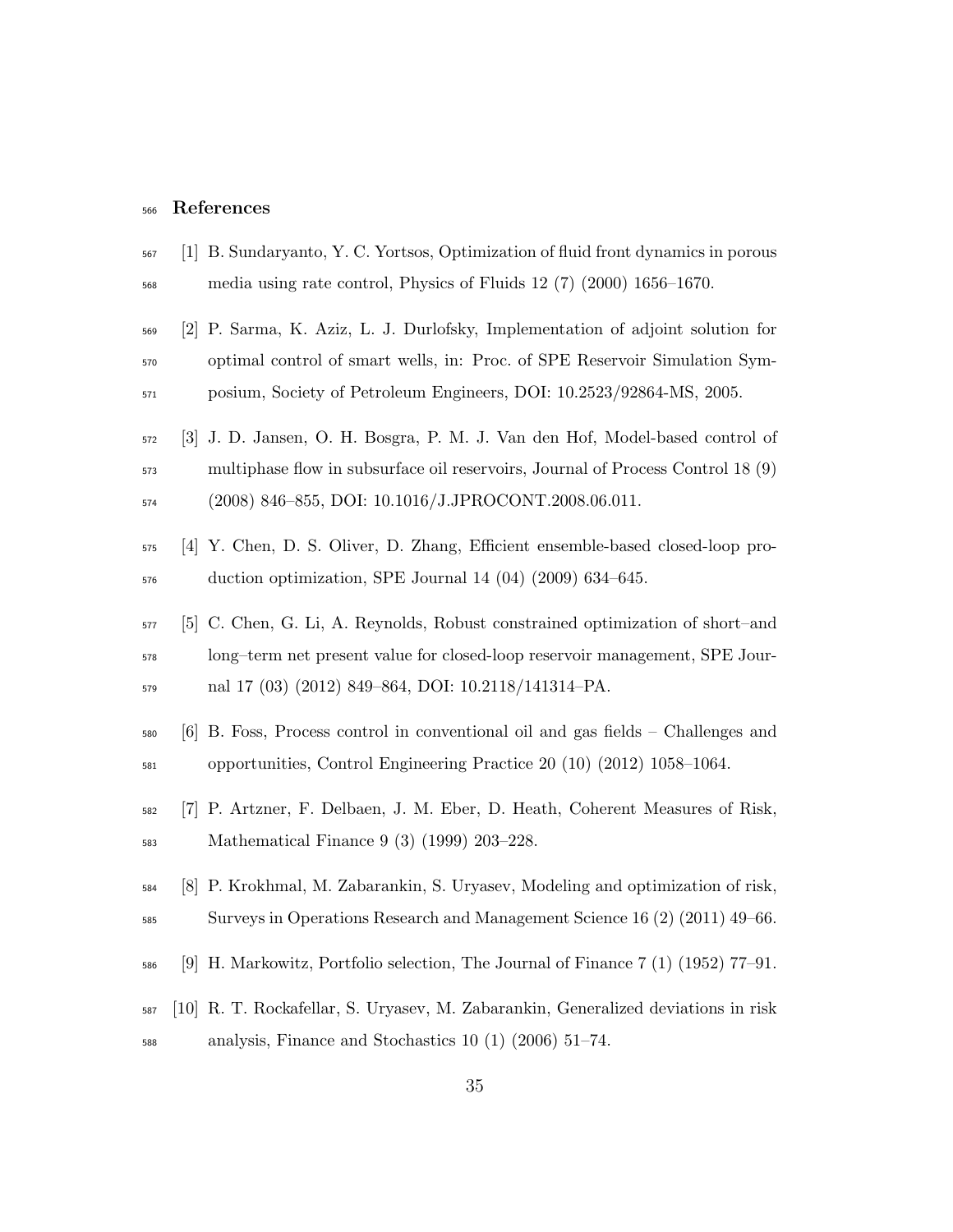## References

[1] B. Sundaryanto, Y. C. Yortsos, Optimization of fluid front dynamics in porous media using rate control, Physics of Fluids 12 (7) (2000) 1656–1670.

[2] P. Sarma, K. Aziz, L. J. Durlofsky, Implementation of adjoint solution for optimal control of smart wells, in: Proc. of SPE Reservoir Simulation Symposium, Society of Petroleum Engineers, DOI: 10.2523/92864-MS, 2005.

[3] J. D. Jansen, O. H. Bosgra, P. M. J. Van den Hof, Model-based control of multiphase flow in subsurface oil reservoirs, Journal of Process Control 18 (9) (2008) 846–855, DOI: 10.1016/J.JPROCONT.2008.06.011.

[4] Y. Chen, D. S. Oliver, D. Zhang, Efficient ensemble-based closed-loop production optimization, SPE Journal 14 (04) (2009) 634–645.

[5] C. Chen, G. Li, A. Reynolds, Robust constrained optimization of short–and long–term net present value for closed-loop reservoir management, SPE Journal 17 (03) (2012) 849–864, DOI: 10.2118/141314–PA.

[6] B. Foss, Process control in conventional oil and gas fields – Challenges and opportunities, Control Engineering Practice 20 (10) (2012) 1058–1064.

[7] P. Artzner, F. Delbaen, J. M. Eber, D. Heath, Coherent Measures of Risk, Mathematical Finance 9 (3) (1999) 203–228.

[8] P. Krokhmal, M. Zabarankin, S. Uryasev, Modeling and optimization of risk, Surveys in Operations Research and Management Science 16 (2) (2011) 49–66.

[9] H. Markowitz, Portfolio selection, The Journal of Finance 7 (1) (1952) 77–91.

[10] R. T. Rockafellar, S. Uryasev, M. Zabarankin, Generalized deviations in risk analysis, Finance and Stochastics 10 (1) (2006) 51–74.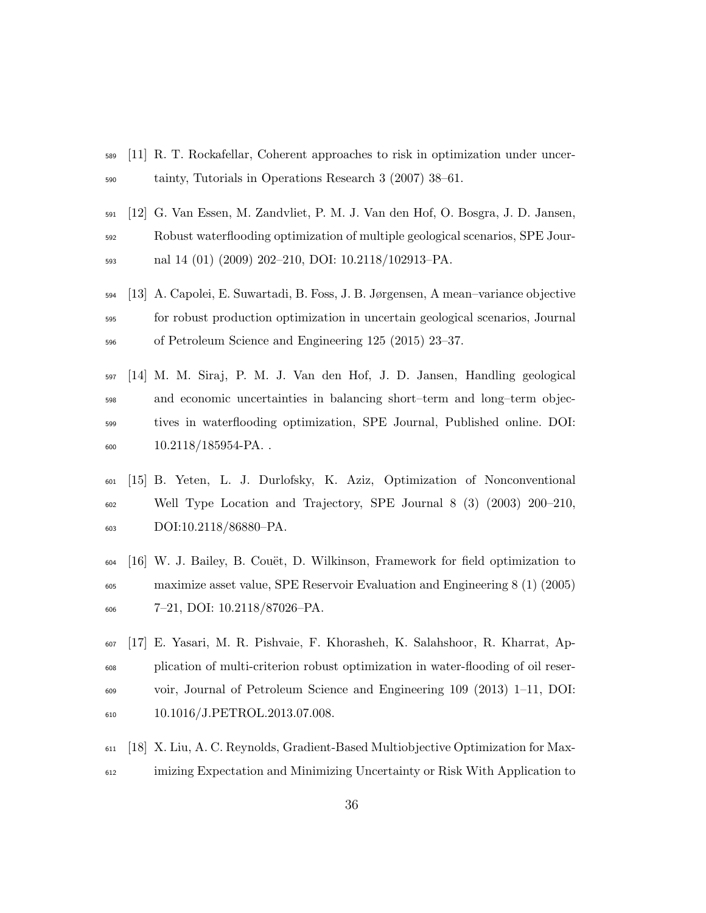[11] R. T. Rockafellar, Coherent approaches to risk in optimization under uncertainty, Tutorials in Operations Research 3 (2007) 38–61.

[12] G. Van Essen, M. Zandvliet, P. M. J. Van den Hof, O. Bosgra, J. D. Jansen, Robust waterflooding optimization of multiple geological scenarios, SPE Journal 14 (01) (2009) 202–210, DOI: 10.2118/102913–PA.

[13] A. Capolei, E. Suwartadi, B. Foss, J. B. Jørgensen, A mean–variance objective for robust production optimization in uncertain geological scenarios, Journal of Petroleum Science and Engineering 125 (2015) 23–37.

[14] M. M. Siraj, P. M. J. Van den Hof, J. D. Jansen, Handling geological and economic uncertainties in balancing short–term and long–term objectives in waterflooding optimization, SPE Journal, Published online. DOI: 10.2118/185954-PA. .

[15] B. Yeten, L. J. Durlofsky, K. Aziz, Optimization of Nonconventional Well Type Location and Trajectory, SPE Journal 8 (3) (2003) 200–210, DOI:10.2118/86880–PA.

[16] W. J. Bailey, B. Couët, D. Wilkinson, Framework for field optimization to maximize asset value, SPE Reservoir Evaluation and Engineering 8 (1) (2005) 7–21, DOI: 10.2118/87026–PA.

[17] E. Yasari, M. R. Pishvaie, F. Khorasheh, K. Salahshoor, R. Kharrat, Application of multi-criterion robust optimization in water-flooding of oil reservoir, Journal of Petroleum Science and Engineering 109 (2013) 1–11, DOI: 10.1016/J.PETROL.2013.07.008.

[18] X. Liu, A. C. Reynolds, Gradient-Based Multiobjective Optimization for Maximizing Expectation and Minimizing Uncertainty or Risk With Application to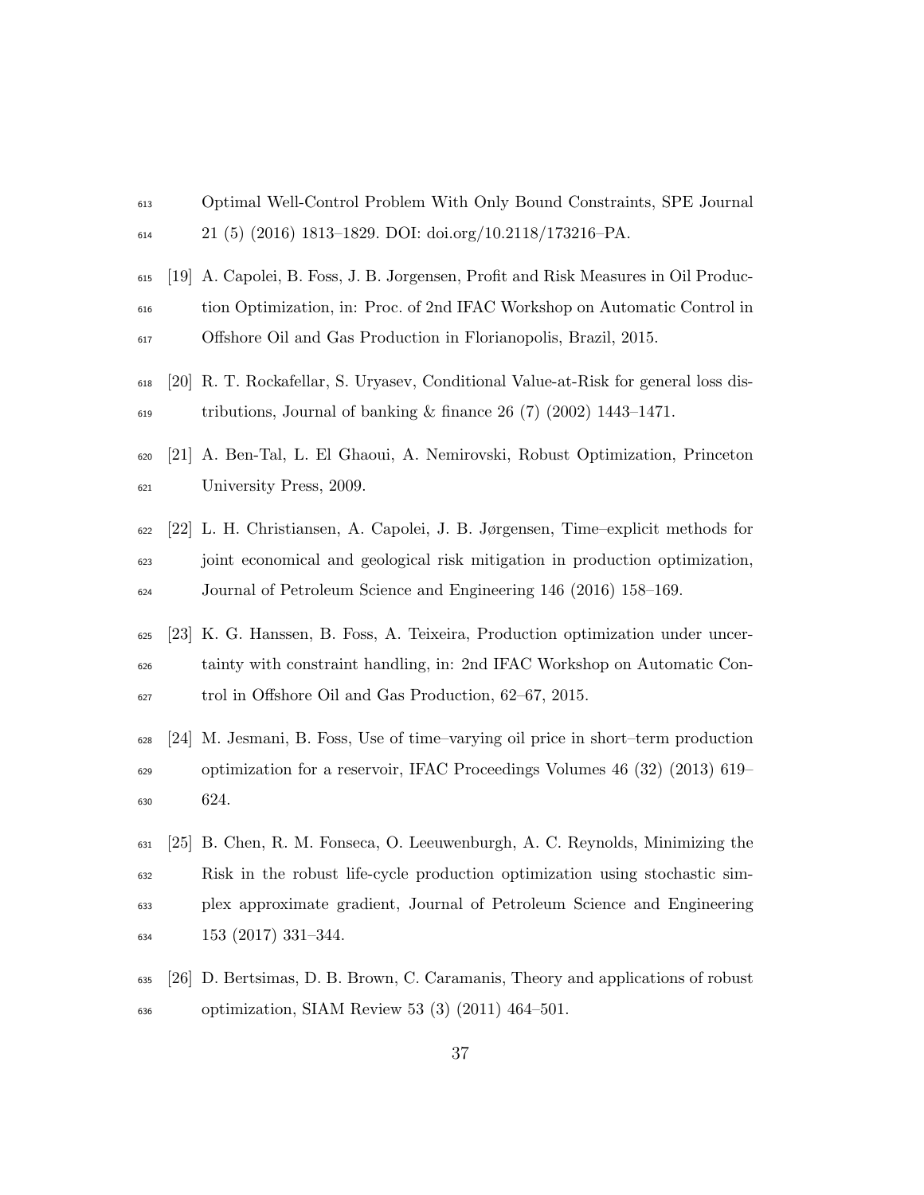Optimal Well-Control Problem With Only Bound Constraints, SPE Journal 21 (5) (2016) 1813–1829. DOI: doi.org/10.2118/173216–PA.

[19] A. Capolei, B. Foss, J. B. Jorgensen, Profit and Risk Measures in Oil Production Optimization, in: Proc. of 2nd IFAC Workshop on Automatic Control in Offshore Oil and Gas Production in Florianopolis, Brazil, 2015.

[20] R. T. Rockafellar, S. Uryasev, Conditional Value-at-Risk for general loss distributions, Journal of banking & finance 26 (7) (2002) 1443–1471.

[21] A. Ben-Tal, L. El Ghaoui, A. Nemirovski, Robust Optimization, Princeton University Press, 2009.

[22] L. H. Christiansen, A. Capolei, J. B. Jørgensen, Time–explicit methods for joint economical and geological risk mitigation in production optimization, Journal of Petroleum Science and Engineering 146 (2016) 158–169.

[23] K. G. Hanssen, B. Foss, A. Teixeira, Production optimization under uncertainty with constraint handling, in: 2nd IFAC Workshop on Automatic Control in Offshore Oil and Gas Production, 62–67, 2015.

[24] M. Jesmani, B. Foss, Use of time–varying oil price in short–term production optimization for a reservoir, IFAC Proceedings Volumes 46 (32) (2013) 619–624.

[25] B. Chen, R. M. Fonseca, O. Leeuwenburgh, A. C. Reynolds, Minimizing the Risk in the robust life-cycle production optimization using stochastic simplex approximate gradient, Journal of Petroleum Science and Engineering 153 (2017) 331–344.

[26] D. Bertsimas, D. B. Brown, C. Caramanis, Theory and applications of robust optimization, SIAM Review 53 (3) (2011) 464–501.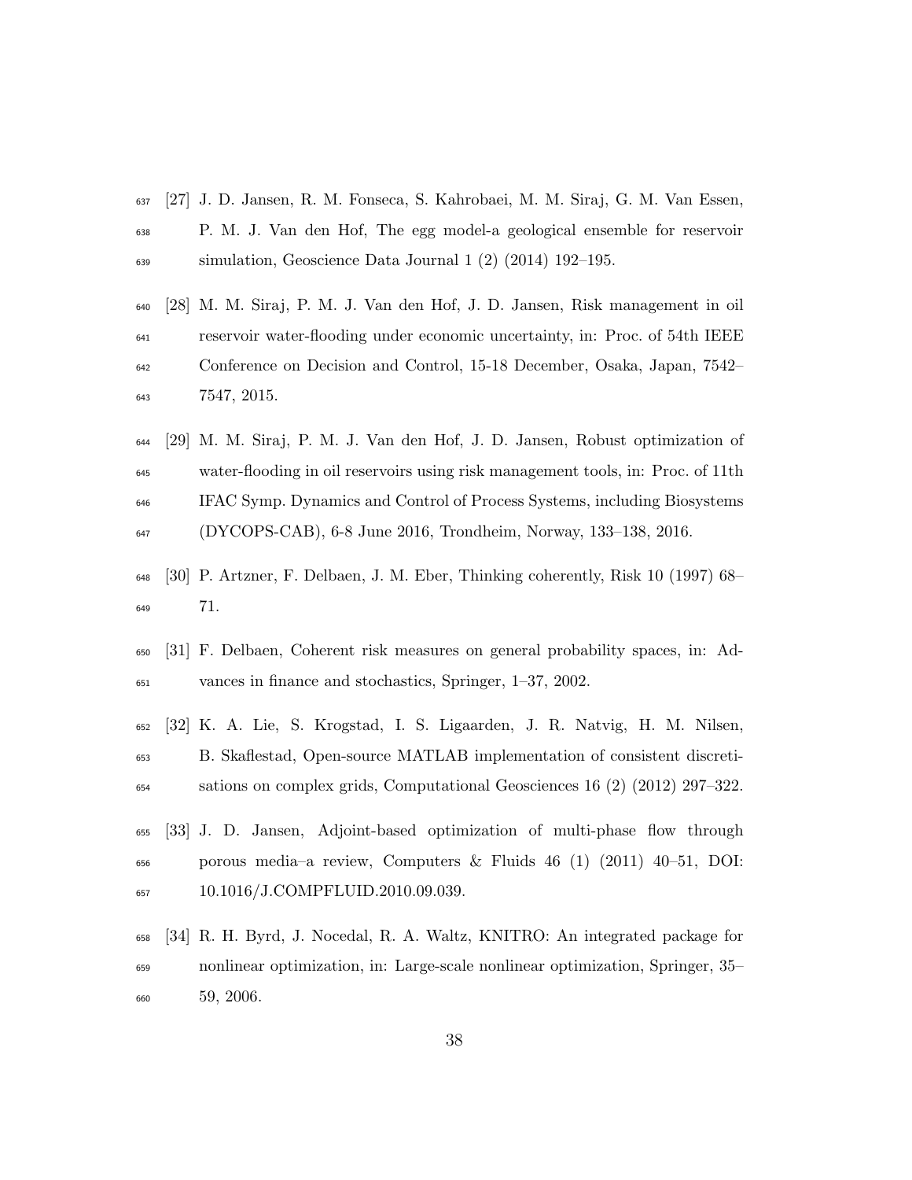[27] J. D. Jansen, R. M. Fonseca, S. Kahrobaei, M. M. Siraj, G. M. Van Essen, P. M. J. Van den Hof, The egg model-a geological ensemble for reservoir simulation, Geoscience Data Journal 1 (2) (2014) 192–195.

[28] M. M. Siraj, P. M. J. Van den Hof, J. D. Jansen, Risk management in oil reservoir water-flooding under economic uncertainty, in: Proc. of 54th IEEE Conference on Decision and Control, 15-18 December, Osaka, Japan, 7542–7547, 2015.

[29] M. M. Siraj, P. M. J. Van den Hof, J. D. Jansen, Robust optimization of water-flooding in oil reservoirs using risk management tools, in: Proc. of 11th IFAC Symp. Dynamics and Control of Process Systems, including Biosystems (DYCOPS-CAB), 6-8 June 2016, Trondheim, Norway, 133–138, 2016.

[30] P. Artzner, F. Delbaen, J. M. Eber, Thinking coherently, Risk 10 (1997) 68–71.

[31] F. Delbaen, Coherent risk measures on general probability spaces, in: Advances in finance and stochastics, Springer, 1–37, 2002.

[32] K. A. Lie, S. Krogstad, I. S. Ligaarden, J. R. Natvig, H. M. Nilsen, B. Skaflestad, Open-source MATLAB implementation of consistent discretisations on complex grids, Computational Geosciences 16 (2) (2012) 297–322.

[33] J. D. Jansen, Adjoint-based optimization of multi-phase flow through porous media–a review, Computers & Fluids 46 (1) (2011) 40–51, DOI: 10.1016/J.COMPFLUID.2010.09.039.

[34] R. H. Byrd, J. Nocedal, R. A. Waltz, KNITRO: An integrated package for nonlinear optimization, in: Large-scale nonlinear optimization, Springer, 35–59, 2006.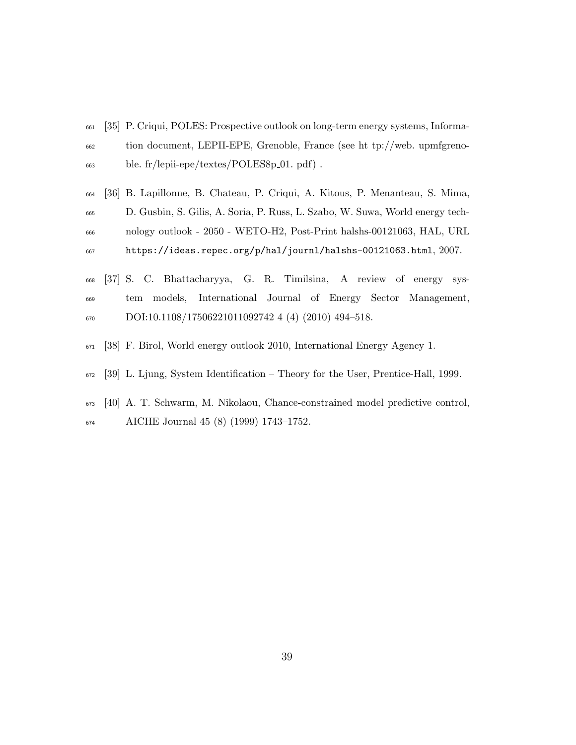[35] P. Criqui, POLES: Prospective outlook on long-term energy systems, Information document, LEPII-EPE, Grenoble, France (see ht tp://web. upmfgrenoble. fr/lepii-epe/textes/POLES8p_01. pdf) .

[36] B. Lapillonne, B. Chateau, P. Criqui, A. Kitous, P. Menanteau, S. Mima, D. Gusbin, S. Gilis, A. Soria, P. Russ, L. Szabo, W. Suwa, World energy technology outlook - 2050 - WETO-H2, Post-Print halshs-00121063, HAL, URL `https://ideas.repec.org/p/hal/journl/halshs-00121063.html`, 2007.

[37] S. C. Bhattacharyya, G. R. Timilsina, A review of energy system models, International Journal of Energy Sector Management, DOI:10.1108/17506221011092742 4 (4) (2010) 494–518.

[38] F. Birol, World energy outlook 2010, International Energy Agency 1.

[39] L. Ljung, System Identification – Theory for the User, Prentice-Hall, 1999.

[40] A. T. Schwarm, M. Nikolaou, Chance-constrained model predictive control, AICHE Journal 45 (8) (1999) 1743–1752.